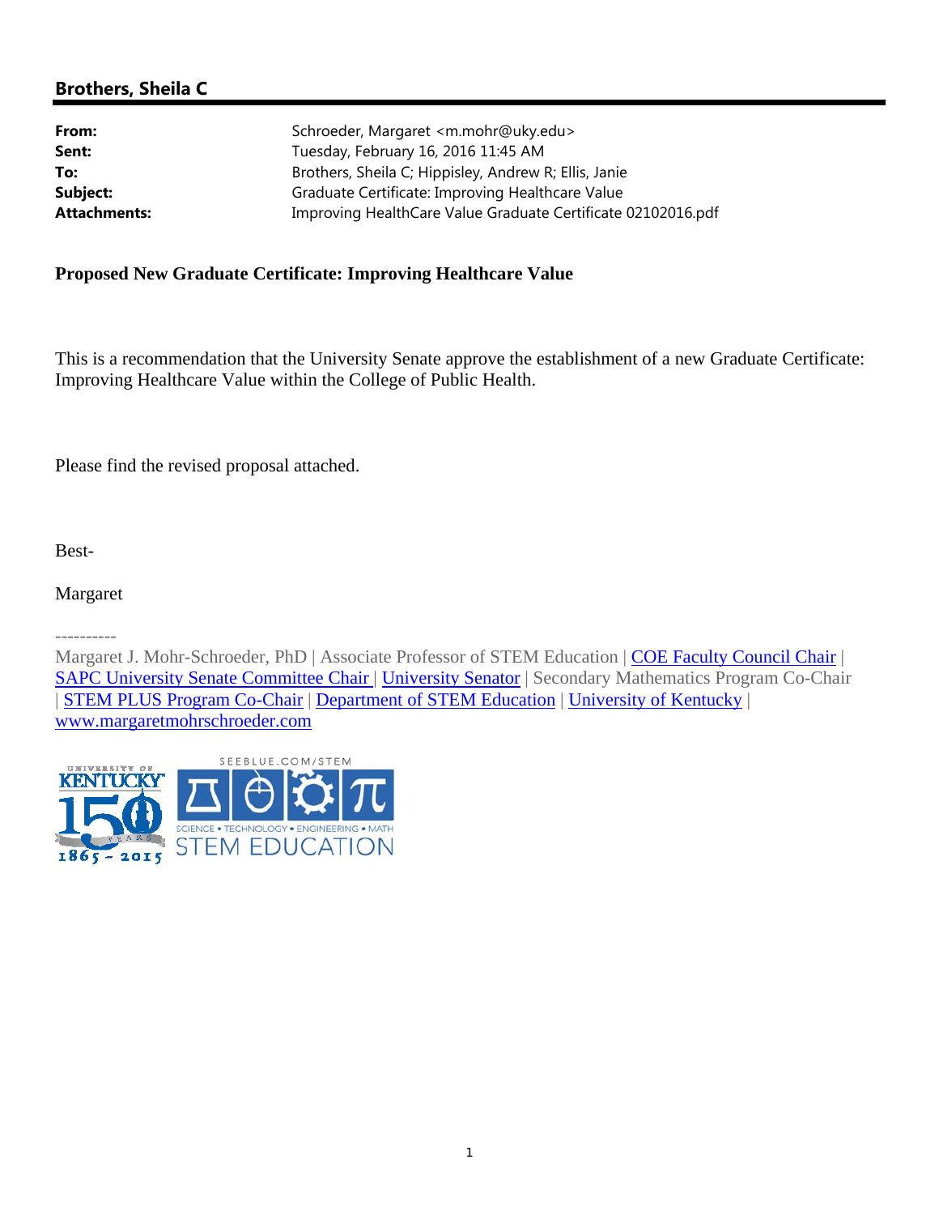## Brothers, Sheila C

| | |
|---|---|
| **From:** | Schroeder, Margaret <m.mohr@uky.edu> |
| **Sent:** | Tuesday, February 16, 2016 11:45 AM |
| **To:** | Brothers, Sheila C; Hippisley, Andrew R; Ellis, Janie |
| **Subject:** | Graduate Certificate: Improving Healthcare Value |
| **Attachments:** | Improving HealthCare Value Graduate Certificate 02102016.pdf |

**Proposed New Graduate Certificate: Improving Healthcare Value**

This is a recommendation that the University Senate approve the establishment of a new Graduate Certificate: Improving Healthcare Value within the College of Public Health.

Please find the revised proposal attached.

Best-

Margaret

----------

Margaret J. Mohr-Schroeder, PhD | Associate Professor of STEM Education | COE Faculty Council Chair | SAPC University Senate Committee Chair | University Senator | Secondary Mathematics Program Co-Chair | STEM PLUS Program Co-Chair | Department of STEM Education | University of Kentucky | www.margaretmohrschroeder.com

UNIVERSITY OF KENTUCKY 150 YEARS 1865 - 2015

SEEBLUE.COM/STEM SCIENCE • TECHNOLOGY • ENGINEERING • MATH STEM EDUCATION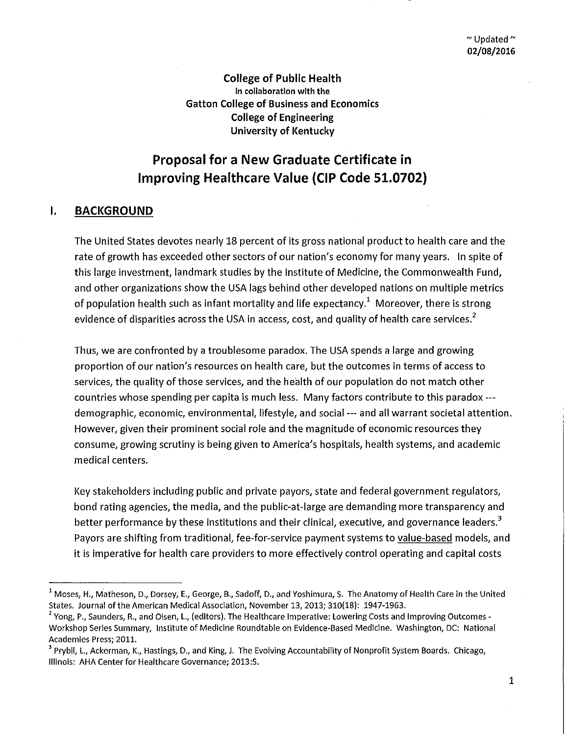~ Updated ~
**02/08/2016**

**College of Public Health**
**in collaboration with the**
**Gatton College of Business and Economics**
**College of Engineering**
**University of Kentucky**

# Proposal for a New Graduate Certificate in Improving Healthcare Value (CIP Code 51.0702)

## I. BACKGROUND

The United States devotes nearly 18 percent of its gross national product to health care and the rate of growth has exceeded other sectors of our nation's economy for many years. In spite of this large investment, landmark studies by the Institute of Medicine, the Commonwealth Fund, and other organizations show the USA lags behind other developed nations on multiple metrics of population health such as infant mortality and life expectancy.[1] Moreover, there is strong evidence of disparities across the USA in access, cost, and quality of health care services.[2]

Thus, we are confronted by a troublesome paradox. The USA spends a large and growing proportion of our nation's resources on health care, but the outcomes in terms of access to services, the quality of those services, and the health of our population do not match other countries whose spending per capita is much less. Many factors contribute to this paradox --- demographic, economic, environmental, lifestyle, and social --- and all warrant societal attention. However, given their prominent social role and the magnitude of economic resources they consume, growing scrutiny is being given to America's hospitals, health systems, and academic medical centers.

Key stakeholders including public and private payors, state and federal government regulators, bond rating agencies, the media, and the public-at-large are demanding more transparency and better performance by these institutions and their clinical, executive, and governance leaders.[3] Payors are shifting from traditional, fee-for-service payment systems to value-based models, and it is imperative for health care providers to more effectively control operating and capital costs

---

[1] Moses, H., Matheson, D., Dorsey, E., George, B., Sadoff, D., and Yoshimura, S. The Anatomy of Health Care in the United States. Journal of the American Medical Association, November 13, 2013; 310(18): 1947-1963.

[2] Yong, P., Saunders, R., and Olsen, L., (editors). The Healthcare Imperative: Lowering Costs and Improving Outcomes - Workshop Series Summary, Institute of Medicine Roundtable on Evidence-Based Medicine. Washington, DC: National Academies Press; 2011.

[3] Prybil, L., Ackerman, K., Hastings, D., and King, J. The Evolving Accountability of Nonprofit System Boards. Chicago, Illinois: AHA Center for Healthcare Governance; 2013:5.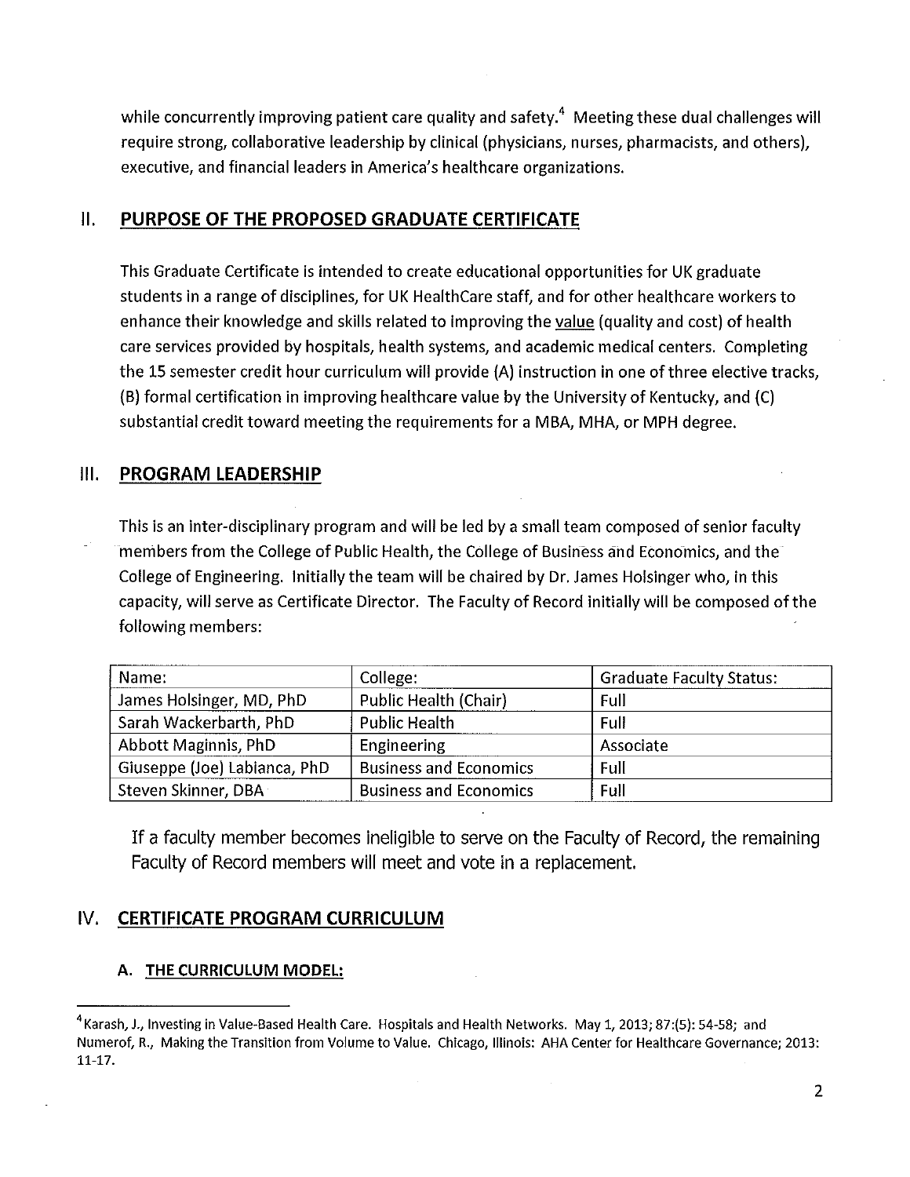while concurrently improving patient care quality and safety.[4] Meeting these dual challenges will require strong, collaborative leadership by clinical (physicians, nurses, pharmacists, and others), executive, and financial leaders in America's healthcare organizations.

## II. PURPOSE OF THE PROPOSED GRADUATE CERTIFICATE

This Graduate Certificate is intended to create educational opportunities for UK graduate students in a range of disciplines, for UK HealthCare staff, and for other healthcare workers to enhance their knowledge and skills related to improving the value (quality and cost) of health care services provided by hospitals, health systems, and academic medical centers. Completing the 15 semester credit hour curriculum will provide (A) instruction in one of three elective tracks, (B) formal certification in improving healthcare value by the University of Kentucky, and (C) substantial credit toward meeting the requirements for a MBA, MHA, or MPH degree.

## III. PROGRAM LEADERSHIP

This is an inter-disciplinary program and will be led by a small team composed of senior faculty members from the College of Public Health, the College of Business and Economics, and the College of Engineering. Initially the team will be chaired by Dr. James Holsinger who, in this capacity, will serve as Certificate Director. The Faculty of Record initially will be composed of the following members:

| Name: | College: | Graduate Faculty Status: |
|---|---|---|
| James Holsinger, MD, PhD | Public Health (Chair) | Full |
| Sarah Wackerbarth, PhD | Public Health | Full |
| Abbott Maginnis, PhD | Engineering | Associate |
| Giuseppe (Joe) Labianca, PhD | Business and Economics | Full |
| Steven Skinner, DBA | Business and Economics | Full |

If a faculty member becomes ineligible to serve on the Faculty of Record, the remaining Faculty of Record members will meet and vote in a replacement.

## IV. CERTIFICATE PROGRAM CURRICULUM

### A. THE CURRICULUM MODEL:

[4] Karash, J., Investing in Value-Based Health Care. Hospitals and Health Networks. May 1, 2013; 87:(5): 54-58; and Numerof, R., Making the Transition from Volume to Value. Chicago, Illinois: AHA Center for Healthcare Governance; 2013: 11-17.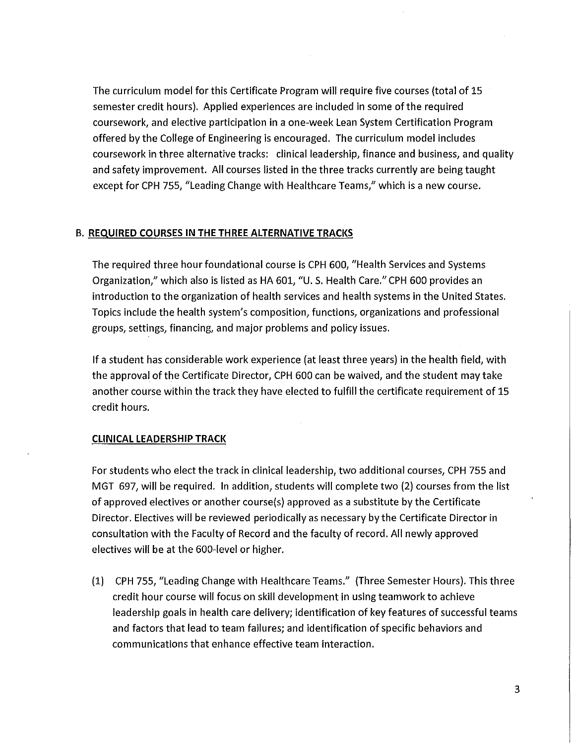The curriculum model for this Certificate Program will require five courses (total of 15 semester credit hours). Applied experiences are included in some of the required coursework, and elective participation in a one-week Lean System Certification Program offered by the College of Engineering is encouraged. The curriculum model includes coursework in three alternative tracks: clinical leadership, finance and business, and quality and safety improvement. All courses listed in the three tracks currently are being taught except for CPH 755, "Leading Change with Healthcare Teams," which is a new course.

## B. REQUIRED COURSES IN THE THREE ALTERNATIVE TRACKS

The required three hour foundational course is CPH 600, "Health Services and Systems Organization," which also is listed as HA 601, "U. S. Health Care." CPH 600 provides an introduction to the organization of health services and health systems in the United States. Topics include the health system's composition, functions, organizations and professional groups, settings, financing, and major problems and policy issues.

If a student has considerable work experience (at least three years) in the health field, with the approval of the Certificate Director, CPH 600 can be waived, and the student may take another course within the track they have elected to fulfill the certificate requirement of 15 credit hours.

### CLINICAL LEADERSHIP TRACK

For students who elect the track in clinical leadership, two additional courses, CPH 755 and MGT 697, will be required. In addition, students will complete two (2) courses from the list of approved electives or another course(s) approved as a substitute by the Certificate Director. Electives will be reviewed periodically as necessary by the Certificate Director in consultation with the Faculty of Record and the faculty of record. All newly approved electives will be at the 600-level or higher.

(1) CPH 755, "Leading Change with Healthcare Teams." (Three Semester Hours). This three credit hour course will focus on skill development in using teamwork to achieve leadership goals in health care delivery; identification of key features of successful teams and factors that lead to team failures; and identification of specific behaviors and communications that enhance effective team interaction.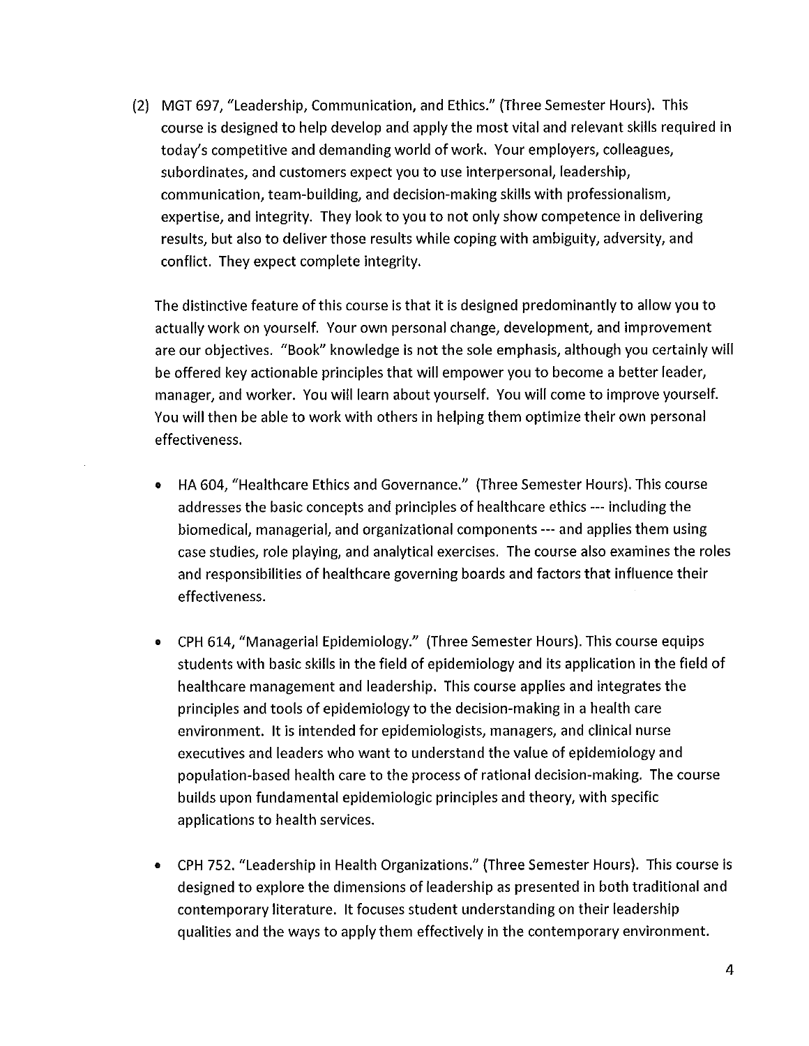(2) MGT 697, "Leadership, Communication, and Ethics." (Three Semester Hours). This course is designed to help develop and apply the most vital and relevant skills required in today's competitive and demanding world of work. Your employers, colleagues, subordinates, and customers expect you to use interpersonal, leadership, communication, team-building, and decision-making skills with professionalism, expertise, and integrity. They look to you to not only show competence in delivering results, but also to deliver those results while coping with ambiguity, adversity, and conflict. They expect complete integrity.

The distinctive feature of this course is that it is designed predominantly to allow you to actually work on yourself. Your own personal change, development, and improvement are our objectives. "Book" knowledge is not the sole emphasis, although you certainly will be offered key actionable principles that will empower you to become a better leader, manager, and worker. You will learn about yourself. You will come to improve yourself. You will then be able to work with others in helping them optimize their own personal effectiveness.

- HA 604, "Healthcare Ethics and Governance." (Three Semester Hours). This course addresses the basic concepts and principles of healthcare ethics --- including the biomedical, managerial, and organizational components --- and applies them using case studies, role playing, and analytical exercises. The course also examines the roles and responsibilities of healthcare governing boards and factors that influence their effectiveness.

- CPH 614, "Managerial Epidemiology." (Three Semester Hours). This course equips students with basic skills in the field of epidemiology and its application in the field of healthcare management and leadership. This course applies and integrates the principles and tools of epidemiology to the decision-making in a health care environment. It is intended for epidemiologists, managers, and clinical nurse executives and leaders who want to understand the value of epidemiology and population-based health care to the process of rational decision-making. The course builds upon fundamental epidemiologic principles and theory, with specific applications to health services.

- CPH 752. "Leadership in Health Organizations." (Three Semester Hours). This course is designed to explore the dimensions of leadership as presented in both traditional and contemporary literature. It focuses student understanding on their leadership qualities and the ways to apply them effectively in the contemporary environment.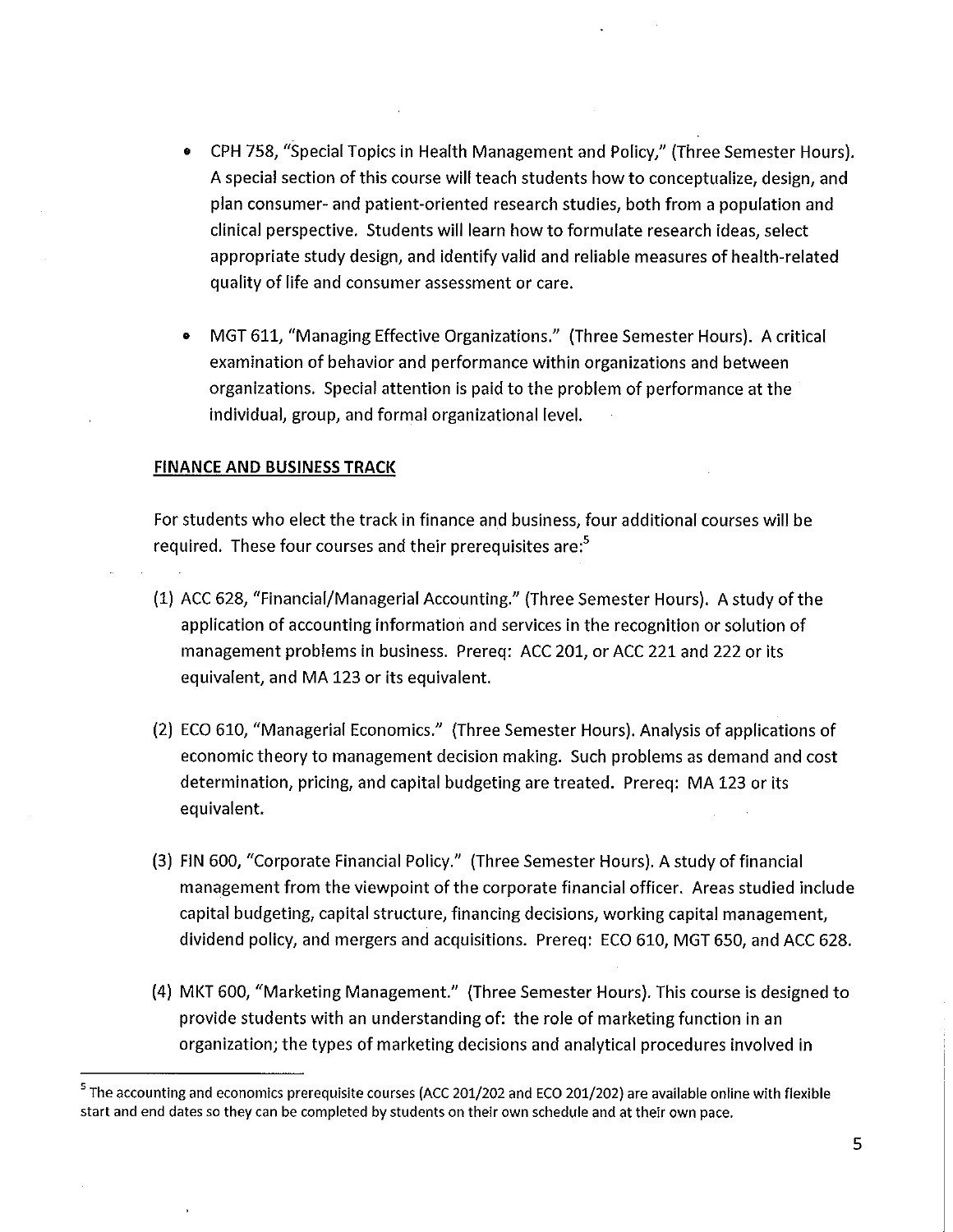- CPH 758, "Special Topics in Health Management and Policy," (Three Semester Hours). A special section of this course will teach students how to conceptualize, design, and plan consumer- and patient-oriented research studies, both from a population and clinical perspective. Students will learn how to formulate research ideas, select appropriate study design, and identify valid and reliable measures of health-related quality of life and consumer assessment or care.

- MGT 611, "Managing Effective Organizations." (Three Semester Hours). A critical examination of behavior and performance within organizations and between organizations. Special attention is paid to the problem of performance at the individual, group, and formal organizational level.

**FINANCE AND BUSINESS TRACK**

For students who elect the track in finance and business, four additional courses will be required. These four courses and their prerequisites are:[5]

(1) ACC 628, "Financial/Managerial Accounting." (Three Semester Hours). A study of the application of accounting information and services in the recognition or solution of management problems in business. Prereq: ACC 201, or ACC 221 and 222 or its equivalent, and MA 123 or its equivalent.

(2) ECO 610, "Managerial Economics." (Three Semester Hours). Analysis of applications of economic theory to management decision making. Such problems as demand and cost determination, pricing, and capital budgeting are treated. Prereq: MA 123 or its equivalent.

(3) FIN 600, "Corporate Financial Policy." (Three Semester Hours). A study of financial management from the viewpoint of the corporate financial officer. Areas studied include capital budgeting, capital structure, financing decisions, working capital management, dividend policy, and mergers and acquisitions. Prereq: ECO 610, MGT 650, and ACC 628.

(4) MKT 600, "Marketing Management." (Three Semester Hours). This course is designed to provide students with an understanding of: the role of marketing function in an organization; the types of marketing decisions and analytical procedures involved in

[5] The accounting and economics prerequisite courses (ACC 201/202 and ECO 201/202) are available online with flexible start and end dates so they can be completed by students on their own schedule and at their own pace.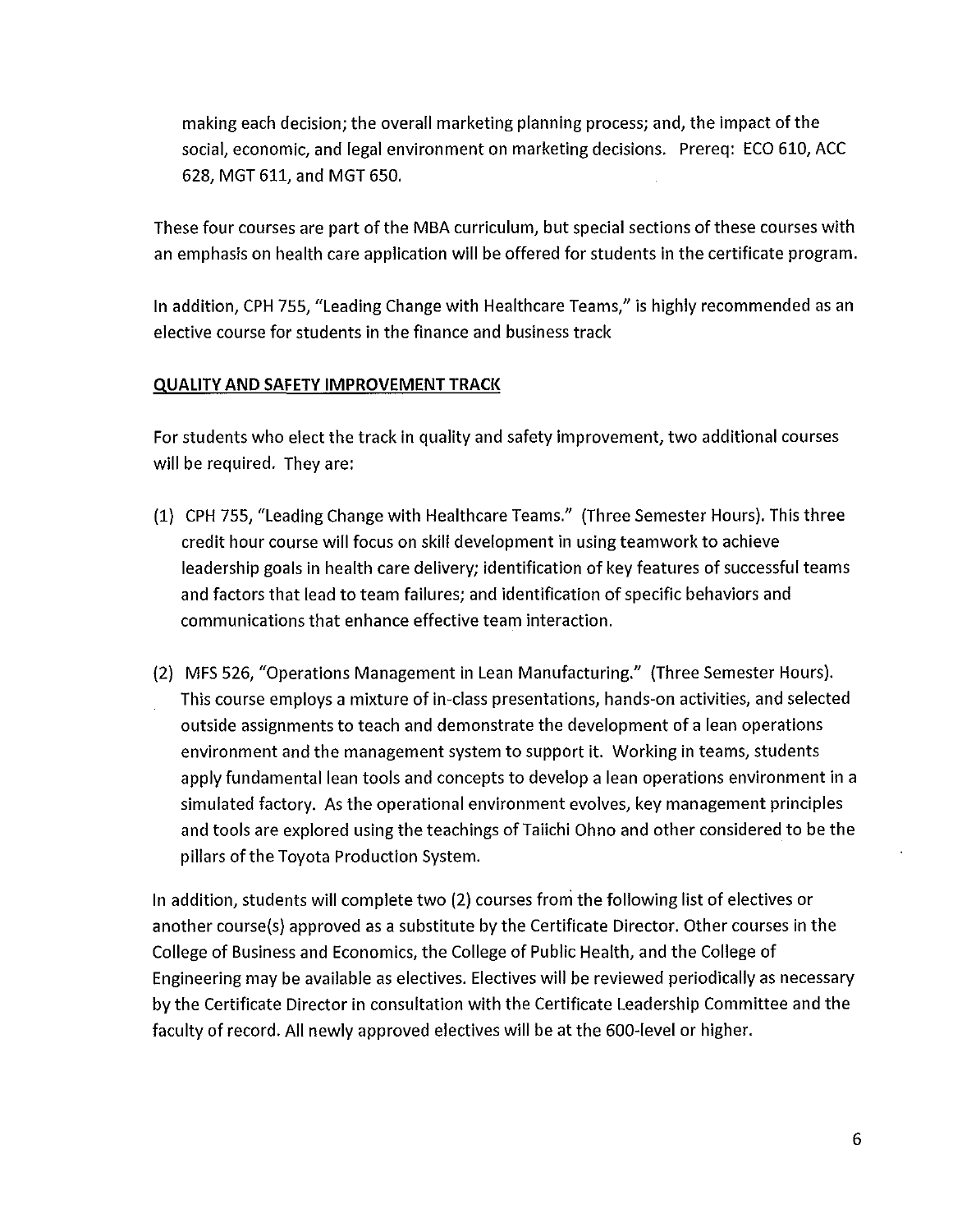making each decision; the overall marketing planning process; and, the impact of the social, economic, and legal environment on marketing decisions. Prereq: ECO 610, ACC 628, MGT 611, and MGT 650.

These four courses are part of the MBA curriculum, but special sections of these courses with an emphasis on health care application will be offered for students in the certificate program.

In addition, CPH 755, "Leading Change with Healthcare Teams," is highly recommended as an elective course for students in the finance and business track

**QUALITY AND SAFETY IMPROVEMENT TRACK**

For students who elect the track in quality and safety improvement, two additional courses will be required. They are:

(1) CPH 755, "Leading Change with Healthcare Teams." (Three Semester Hours). This three credit hour course will focus on skill development in using teamwork to achieve leadership goals in health care delivery; identification of key features of successful teams and factors that lead to team failures; and identification of specific behaviors and communications that enhance effective team interaction.

(2) MFS 526, "Operations Management in Lean Manufacturing." (Three Semester Hours). This course employs a mixture of in-class presentations, hands-on activities, and selected outside assignments to teach and demonstrate the development of a lean operations environment and the management system to support it. Working in teams, students apply fundamental lean tools and concepts to develop a lean operations environment in a simulated factory. As the operational environment evolves, key management principles and tools are explored using the teachings of Taiichi Ohno and other considered to be the pillars of the Toyota Production System.

In addition, students will complete two (2) courses from the following list of electives or another course(s) approved as a substitute by the Certificate Director. Other courses in the College of Business and Economics, the College of Public Health, and the College of Engineering may be available as electives. Electives will be reviewed periodically as necessary by the Certificate Director in consultation with the Certificate Leadership Committee and the faculty of record. All newly approved electives will be at the 600-level or higher.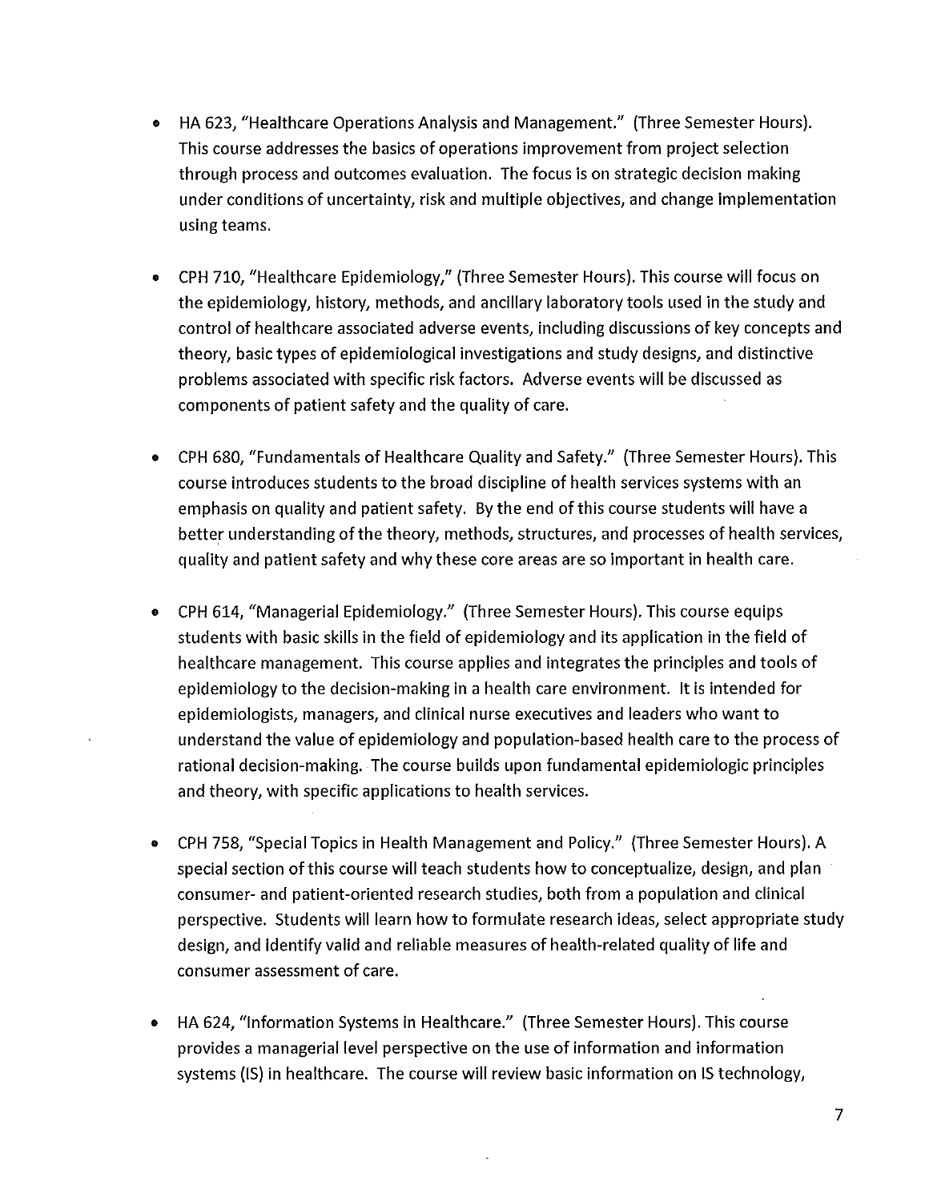- HA 623, "Healthcare Operations Analysis and Management." (Three Semester Hours). This course addresses the basics of operations improvement from project selection through process and outcomes evaluation. The focus is on strategic decision making under conditions of uncertainty, risk and multiple objectives, and change implementation using teams.

- CPH 710, "Healthcare Epidemiology," (Three Semester Hours). This course will focus on the epidemiology, history, methods, and ancillary laboratory tools used in the study and control of healthcare associated adverse events, including discussions of key concepts and theory, basic types of epidemiological investigations and study designs, and distinctive problems associated with specific risk factors. Adverse events will be discussed as components of patient safety and the quality of care.

- CPH 680, "Fundamentals of Healthcare Quality and Safety." (Three Semester Hours). This course introduces students to the broad discipline of health services systems with an emphasis on quality and patient safety. By the end of this course students will have a better understanding of the theory, methods, structures, and processes of health services, quality and patient safety and why these core areas are so important in health care.

- CPH 614, "Managerial Epidemiology." (Three Semester Hours). This course equips students with basic skills in the field of epidemiology and its application in the field of healthcare management. This course applies and integrates the principles and tools of epidemiology to the decision-making in a health care environment. It is intended for epidemiologists, managers, and clinical nurse executives and leaders who want to understand the value of epidemiology and population-based health care to the process of rational decision-making. The course builds upon fundamental epidemiologic principles and theory, with specific applications to health services.

- CPH 758, "Special Topics in Health Management and Policy." (Three Semester Hours). A special section of this course will teach students how to conceptualize, design, and plan consumer- and patient-oriented research studies, both from a population and clinical perspective. Students will learn how to formulate research ideas, select appropriate study design, and identify valid and reliable measures of health-related quality of life and consumer assessment of care.

- HA 624, "Information Systems in Healthcare." (Three Semester Hours). This course provides a managerial level perspective on the use of information and information systems (IS) in healthcare. The course will review basic information on IS technology,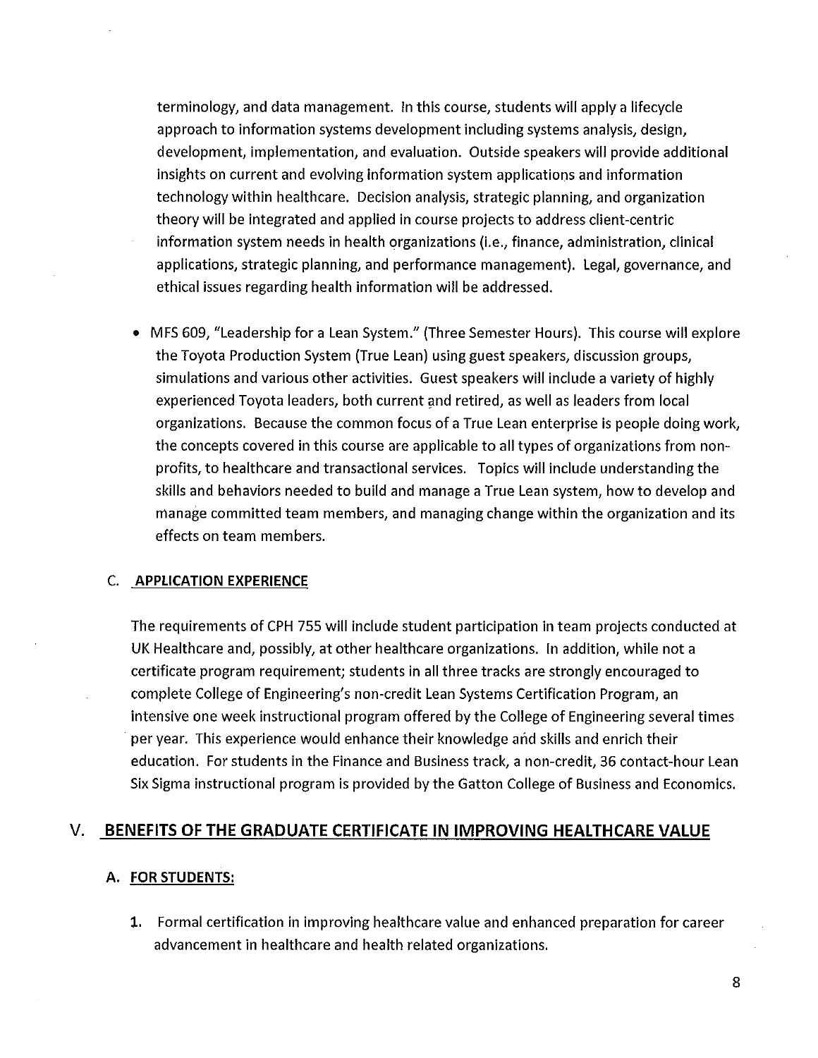terminology, and data management. In this course, students will apply a lifecycle approach to information systems development including systems analysis, design, development, implementation, and evaluation. Outside speakers will provide additional insights on current and evolving information system applications and information technology within healthcare. Decision analysis, strategic planning, and organization theory will be integrated and applied in course projects to address client-centric information system needs in health organizations (i.e., finance, administration, clinical applications, strategic planning, and performance management). Legal, governance, and ethical issues regarding health information will be addressed.

- MFS 609, "Leadership for a Lean System." (Three Semester Hours). This course will explore the Toyota Production System (True Lean) using guest speakers, discussion groups, simulations and various other activities. Guest speakers will include a variety of highly experienced Toyota leaders, both current and retired, as well as leaders from local organizations. Because the common focus of a True Lean enterprise is people doing work, the concepts covered in this course are applicable to all types of organizations from non-profits, to healthcare and transactional services. Topics will include understanding the skills and behaviors needed to build and manage a True Lean system, how to develop and manage committed team members, and managing change within the organization and its effects on team members.

### C. APPLICATION EXPERIENCE

The requirements of CPH 755 will include student participation in team projects conducted at UK Healthcare and, possibly, at other healthcare organizations. In addition, while not a certificate program requirement; students in all three tracks are strongly encouraged to complete College of Engineering's non-credit Lean Systems Certification Program, an intensive one week instructional program offered by the College of Engineering several times per year. This experience would enhance their knowledge and skills and enrich their education. For students in the Finance and Business track, a non-credit, 36 contact-hour Lean Six Sigma instructional program is provided by the Gatton College of Business and Economics.

## V. BENEFITS OF THE GRADUATE CERTIFICATE IN IMPROVING HEALTHCARE VALUE

### A. FOR STUDENTS:

1. Formal certification in improving healthcare value and enhanced preparation for career advancement in healthcare and health related organizations.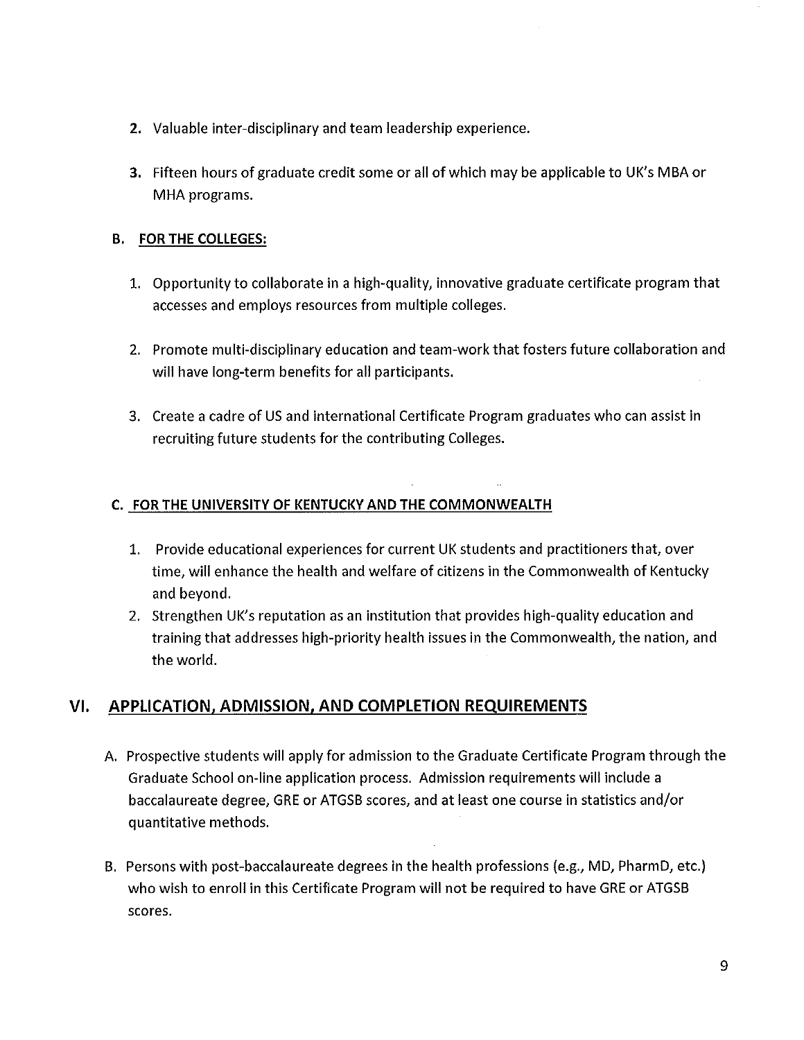2. Valuable inter-disciplinary and team leadership experience.

3. Fifteen hours of graduate credit some or all of which may be applicable to UK's MBA or MHA programs.

### B. FOR THE COLLEGES:

1. Opportunity to collaborate in a high-quality, innovative graduate certificate program that accesses and employs resources from multiple colleges.

2. Promote multi-disciplinary education and team-work that fosters future collaboration and will have long-term benefits for all participants.

3. Create a cadre of US and international Certificate Program graduates who can assist in recruiting future students for the contributing Colleges.

### C. FOR THE UNIVERSITY OF KENTUCKY AND THE COMMONWEALTH

1. Provide educational experiences for current UK students and practitioners that, over time, will enhance the health and welfare of citizens in the Commonwealth of Kentucky and beyond.
2. Strengthen UK's reputation as an institution that provides high-quality education and training that addresses high-priority health issues in the Commonwealth, the nation, and the world.

## VI. APPLICATION, ADMISSION, AND COMPLETION REQUIREMENTS

A. Prospective students will apply for admission to the Graduate Certificate Program through the Graduate School on-line application process. Admission requirements will include a baccalaureate degree, GRE or ATGSB scores, and at least one course in statistics and/or quantitative methods.

B. Persons with post-baccalaureate degrees in the health professions (e.g., MD, PharmD, etc.) who wish to enroll in this Certificate Program will not be required to have GRE or ATGSB scores.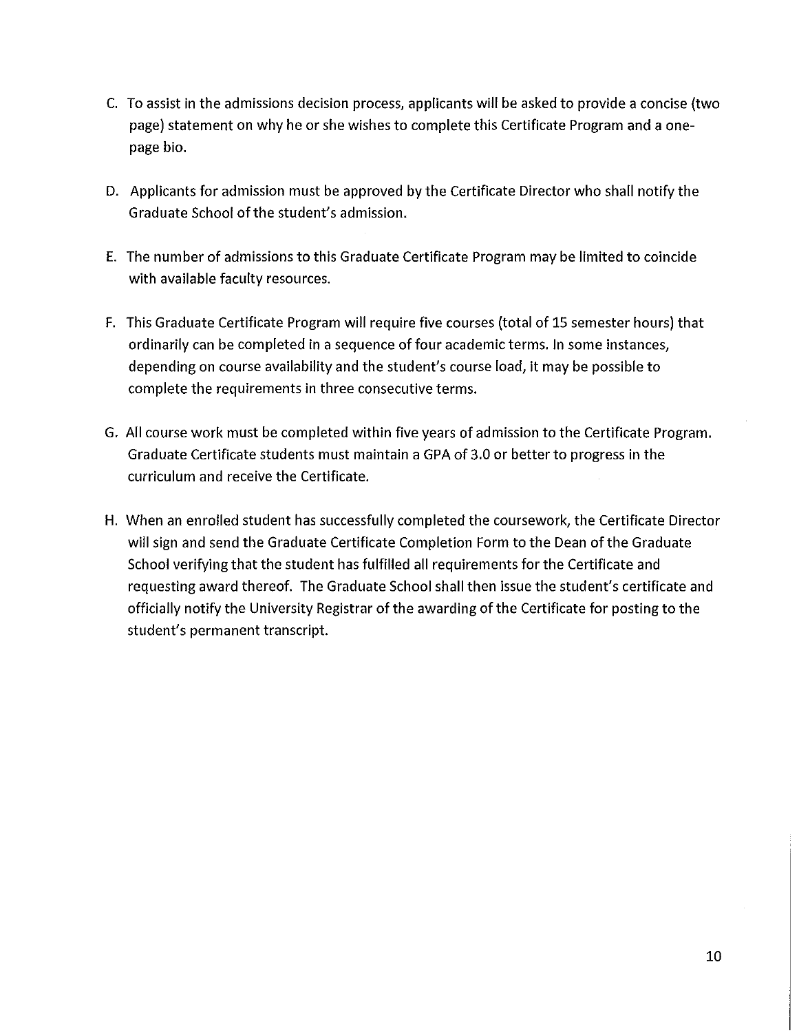C. To assist in the admissions decision process, applicants will be asked to provide a concise (two page) statement on why he or she wishes to complete this Certificate Program and a one-page bio.

D. Applicants for admission must be approved by the Certificate Director who shall notify the Graduate School of the student's admission.

E. The number of admissions to this Graduate Certificate Program may be limited to coincide with available faculty resources.

F. This Graduate Certificate Program will require five courses (total of 15 semester hours) that ordinarily can be completed in a sequence of four academic terms. In some instances, depending on course availability and the student's course load, it may be possible to complete the requirements in three consecutive terms.

G. All course work must be completed within five years of admission to the Certificate Program. Graduate Certificate students must maintain a GPA of 3.0 or better to progress in the curriculum and receive the Certificate.

H. When an enrolled student has successfully completed the coursework, the Certificate Director will sign and send the Graduate Certificate Completion Form to the Dean of the Graduate School verifying that the student has fulfilled all requirements for the Certificate and requesting award thereof. The Graduate School shall then issue the student's certificate and officially notify the University Registrar of the awarding of the Certificate for posting to the student's permanent transcript.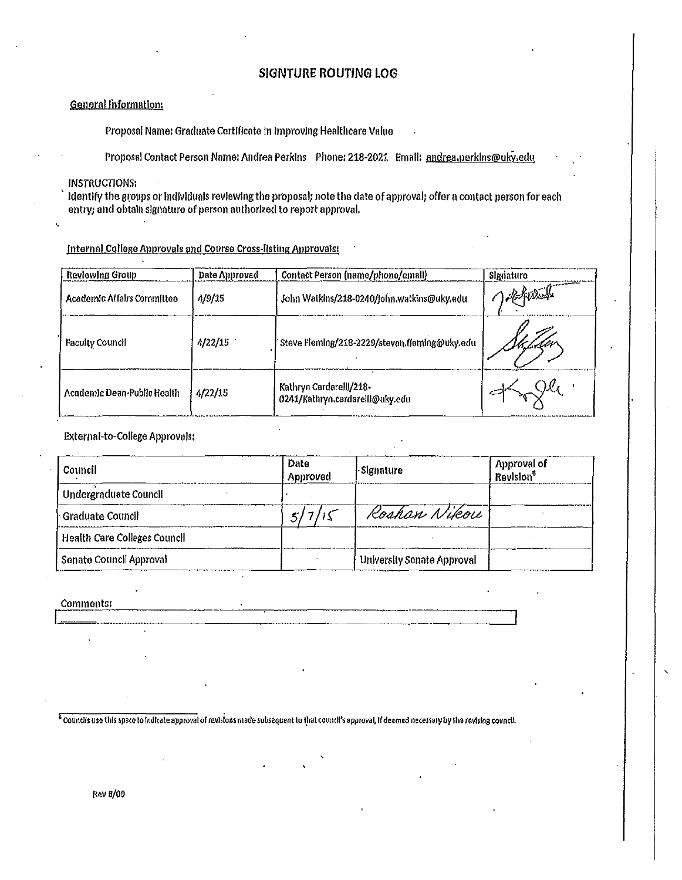## SIGNTURE ROUTING LOG

General Information:

Proposal Name: Graduate Certificate in Improving Healthcare Value

Proposal Contact Person Name: Andrea Perkins Phone: 218-2021 Email: andrea.perkins@uky.edu

INSTRUCTIONS:
Identify the groups or individuals reviewing the proposal; note the date of approval; offer a contact person for each entry; and obtain signature of person authorized to report approval.

Internal College Approvals and Course Cross-listing Approvals:

| Reviewing Group | Date Approved | Contact Person (name/phone/email) | Signature |
|---|---|---|---|
| Academic Affairs Committee | 4/9/15 | John Watkins/218-0240/john.watkins@uky.edu | [signature] |
| Faculty Council | 4/22/15 | Steve Fleming/218-2229/steven.fleming@uky.edu | [signature] |
| Academic Dean-Public Health | 4/22/15 | Kathryn Cardarelli/218-0241/Kathryn.cardarelli@uky.edu | [signature] |

External-to-College Approvals:

| Council | Date Approved | Signature | Approval of Revision[6] |
|---|---|---|---|
| Undergraduate Council | | | |
| Graduate Council | 5/7/15 | Roshan Nikou | |
| Health Care Colleges Council | | | |
| Senate Council Approval | | University Senate Approval | |

Comments:

[6] Councils use this space to indicate approval of revisions made subsequent to that council's approval, if deemed necessary by the revising council.

Rev 8/09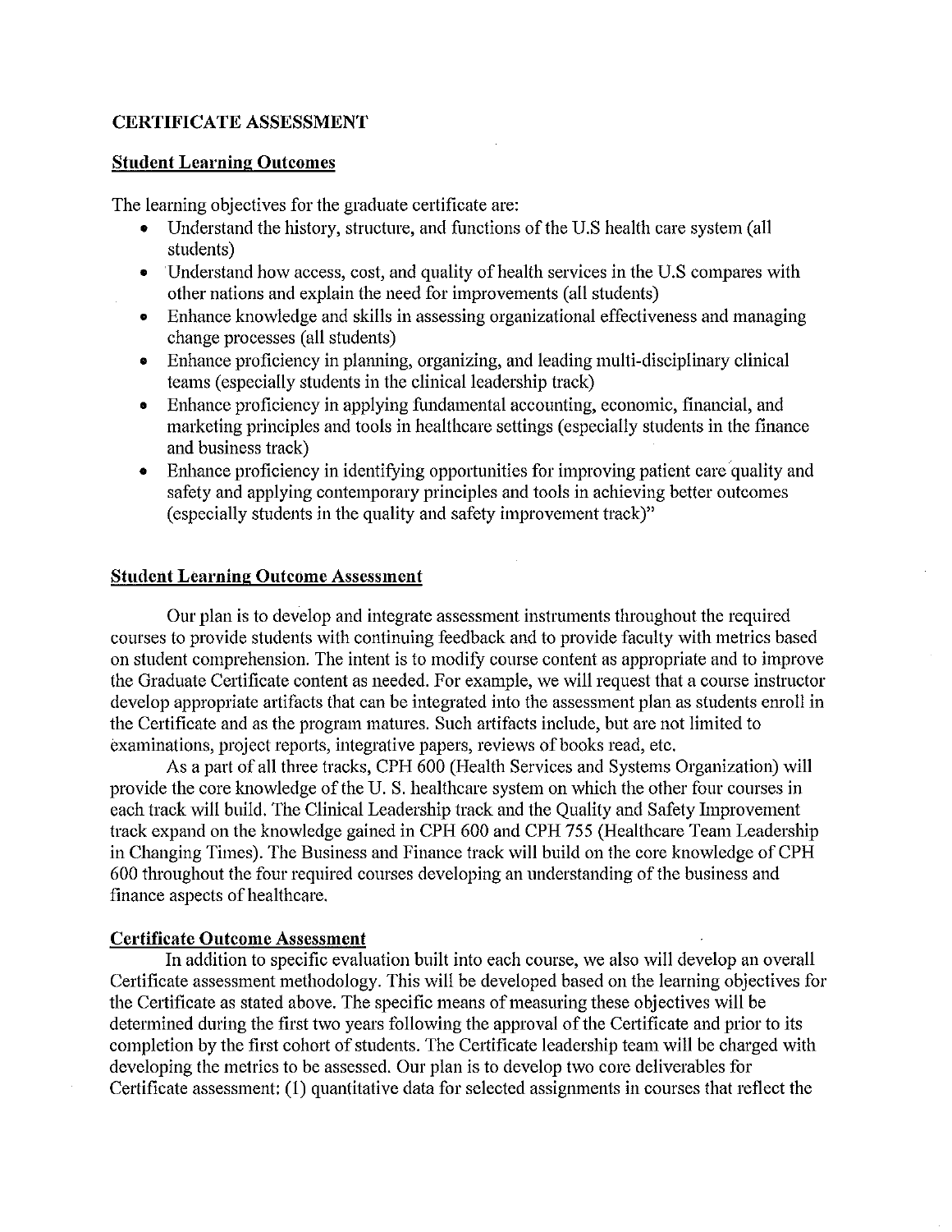**CERTIFICATE ASSESSMENT**

**Student Learning Outcomes**

The learning objectives for the graduate certificate are:

- Understand the history, structure, and functions of the U.S health care system (all students)
- Understand how access, cost, and quality of health services in the U.S compares with other nations and explain the need for improvements (all students)
- Enhance knowledge and skills in assessing organizational effectiveness and managing change processes (all students)
- Enhance proficiency in planning, organizing, and leading multi-disciplinary clinical teams (especially students in the clinical leadership track)
- Enhance proficiency in applying fundamental accounting, economic, financial, and marketing principles and tools in healthcare settings (especially students in the finance and business track)
- Enhance proficiency in identifying opportunities for improving patient care quality and safety and applying contemporary principles and tools in achieving better outcomes (especially students in the quality and safety improvement track)"

**Student Learning Outcome Assessment**

Our plan is to develop and integrate assessment instruments throughout the required courses to provide students with continuing feedback and to provide faculty with metrics based on student comprehension. The intent is to modify course content as appropriate and to improve the Graduate Certificate content as needed. For example, we will request that a course instructor develop appropriate artifacts that can be integrated into the assessment plan as students enroll in the Certificate and as the program matures. Such artifacts include, but are not limited to examinations, project reports, integrative papers, reviews of books read, etc.

As a part of all three tracks, CPH 600 (Health Services and Systems Organization) will provide the core knowledge of the U. S. healthcare system on which the other four courses in each track will build. The Clinical Leadership track and the Quality and Safety Improvement track expand on the knowledge gained in CPH 600 and CPH 755 (Healthcare Team Leadership in Changing Times). The Business and Finance track will build on the core knowledge of CPH 600 throughout the four required courses developing an understanding of the business and finance aspects of healthcare.

**Certificate Outcome Assessment**

In addition to specific evaluation built into each course, we also will develop an overall Certificate assessment methodology. This will be developed based on the learning objectives for the Certificate as stated above. The specific means of measuring these objectives will be determined during the first two years following the approval of the Certificate and prior to its completion by the first cohort of students. The Certificate leadership team will be charged with developing the metrics to be assessed. Our plan is to develop two core deliverables for Certificate assessment: (1) quantitative data for selected assignments in courses that reflect the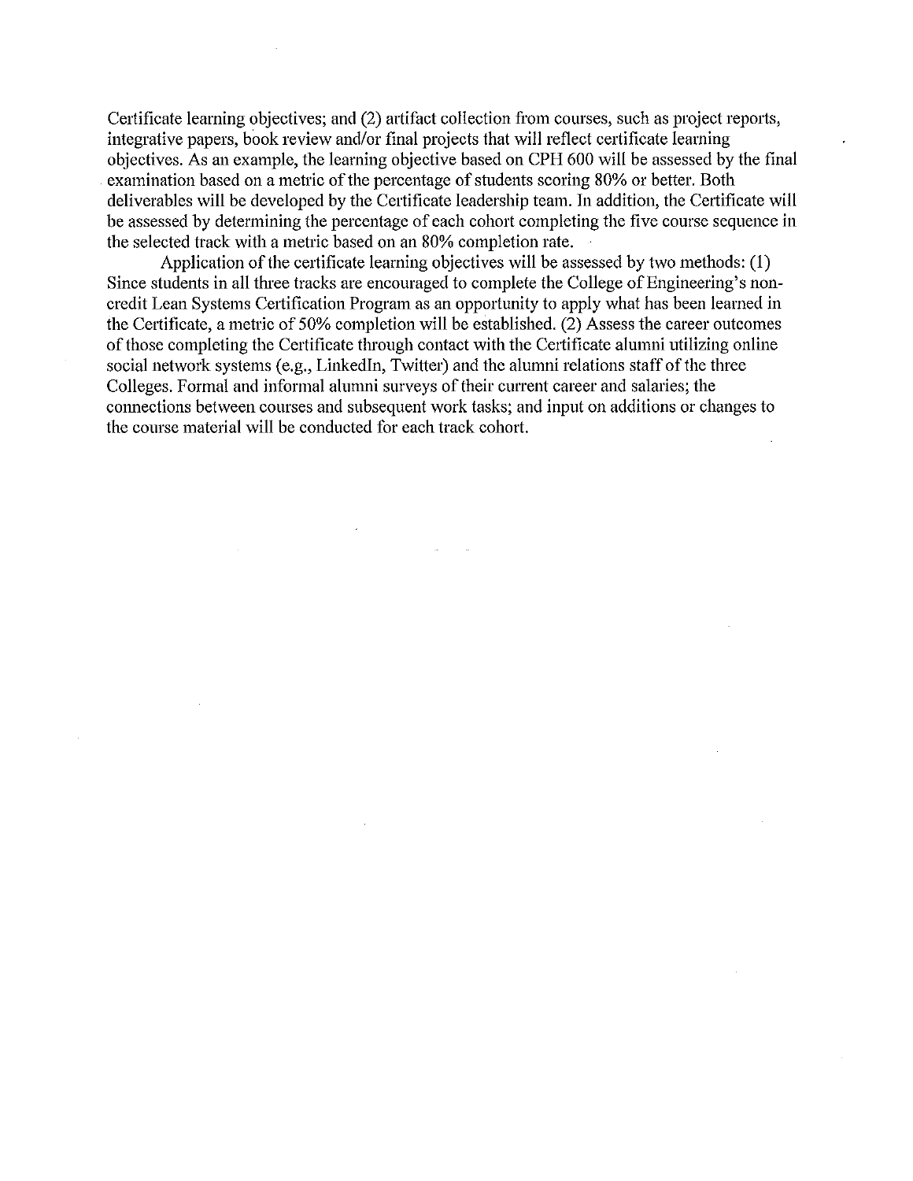Certificate learning objectives; and (2) artifact collection from courses, such as project reports, integrative papers, book review and/or final projects that will reflect certificate learning objectives. As an example, the learning objective based on CPH 600 will be assessed by the final examination based on a metric of the percentage of students scoring 80% or better. Both deliverables will be developed by the Certificate leadership team. In addition, the Certificate will be assessed by determining the percentage of each cohort completing the five course sequence in the selected track with a metric based on an 80% completion rate.

Application of the certificate learning objectives will be assessed by two methods: (1) Since students in all three tracks are encouraged to complete the College of Engineering's non-credit Lean Systems Certification Program as an opportunity to apply what has been learned in the Certificate, a metric of 50% completion will be established. (2) Assess the career outcomes of those completing the Certificate through contact with the Certificate alumni utilizing online social network systems (e.g., LinkedIn, Twitter) and the alumni relations staff of the three Colleges. Formal and informal alumni surveys of their current career and salaries; the connections between courses and subsequent work tasks; and input on additions or changes to the course material will be conducted for each track cohort.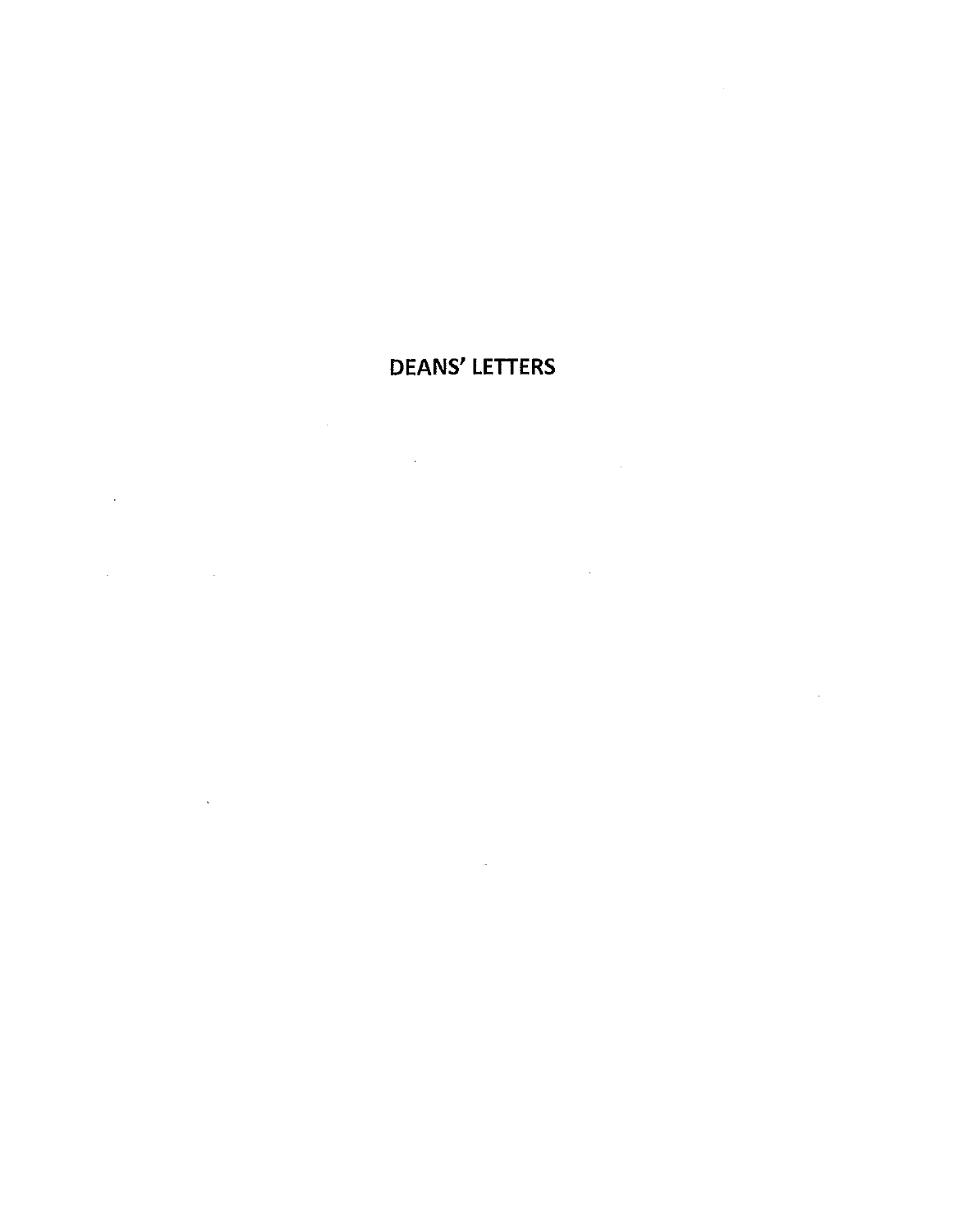# DEANS' LETTERS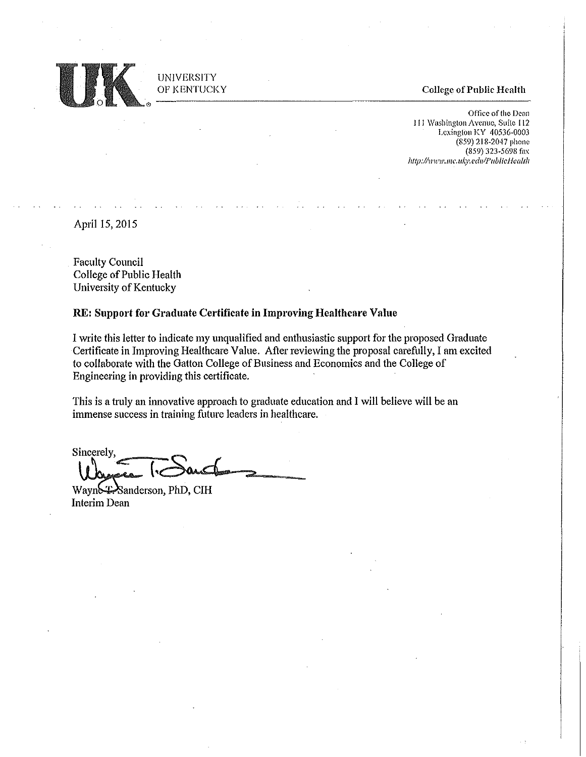UNIVERSITY OF KENTUCKY

**College of Public Health**

Office of the Dean
111 Washington Avenue, Suite 112
Lexington KY 40536-0003
(859) 218-2047 phone
(859) 323-5698 fax
*http://www.mc.uky.edu/PublicHealth*

April 15, 2015

Faculty Council
College of Public Health
University of Kentucky

**RE: Support for Graduate Certificate in Improving Healthcare Value**

I write this letter to indicate my unqualified and enthusiastic support for the proposed Graduate Certificate in Improving Healthcare Value. After reviewing the proposal carefully, I am excited to collaborate with the Gatton College of Business and Economics and the College of Engineering in providing this certificate.

This is a truly an innovative approach to graduate education and I will believe will be an immense success in training future leaders in healthcare.

Sincerely,

Wayne T. Sanderson, PhD, CIH
Interim Dean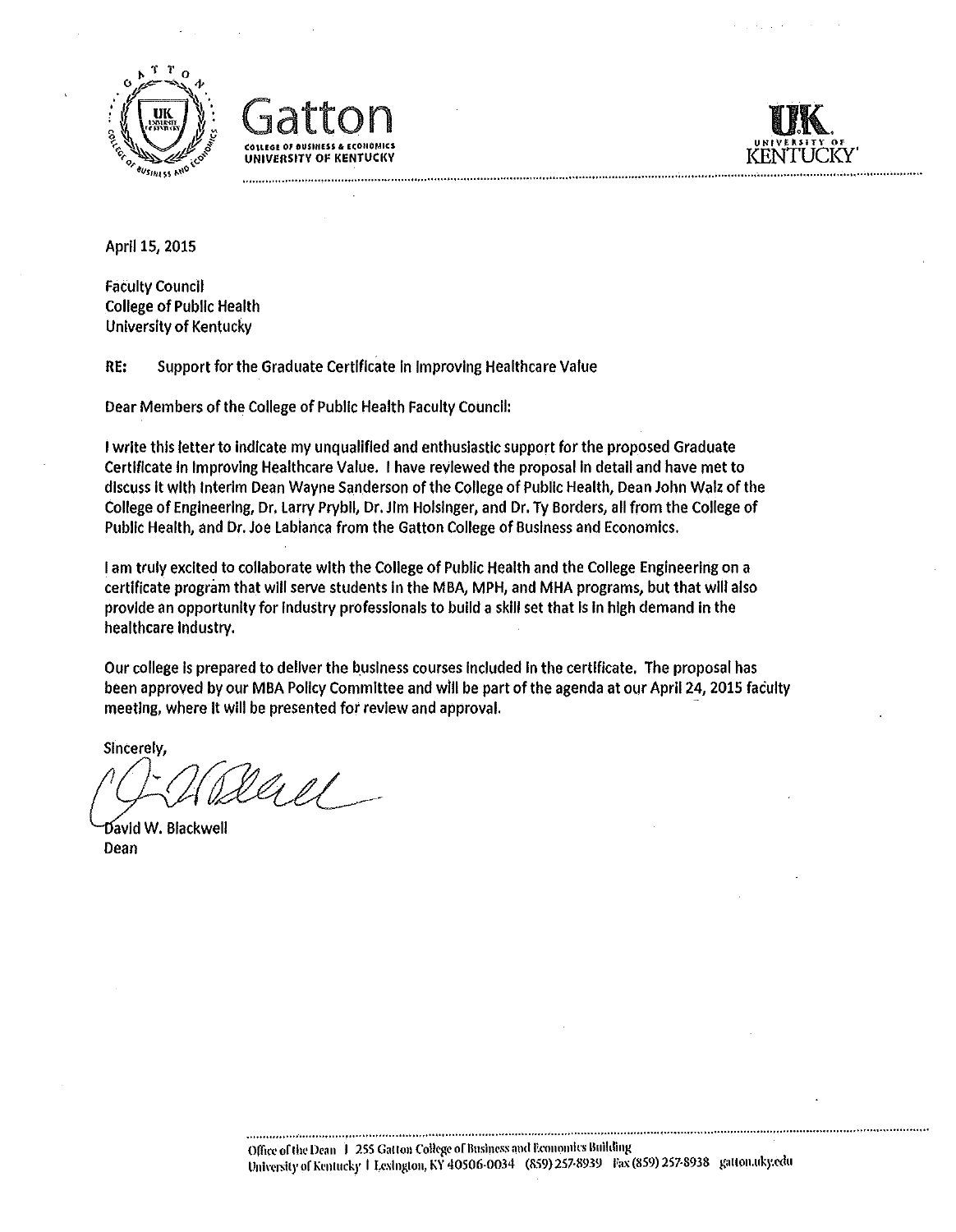Gatton
COLLEGE OF BUSINESS & ECONOMICS
UNIVERSITY OF KENTUCKY

UK UNIVERSITY OF KENTUCKY

April 15, 2015

Faculty Council
College of Public Health
University of Kentucky

RE: Support for the Graduate Certificate in Improving Healthcare Value

Dear Members of the College of Public Health Faculty Council:

I write this letter to indicate my unqualified and enthusiastic support for the proposed Graduate Certificate in Improving Healthcare Value. I have reviewed the proposal in detail and have met to discuss it with Interim Dean Wayne Sanderson of the College of Public Health, Dean John Walz of the College of Engineering, Dr. Larry Prybil, Dr. Jim Holsinger, and Dr. Ty Borders, all from the College of Public Health, and Dr. Joe Labianca from the Gatton College of Business and Economics.

I am truly excited to collaborate with the College of Public Health and the College Engineering on a certificate program that will serve students in the MBA, MPH, and MHA programs, but that will also provide an opportunity for industry professionals to build a skill set that is in high demand in the healthcare industry.

Our college is prepared to deliver the business courses included in the certificate. The proposal has been approved by our MBA Policy Committee and will be part of the agenda at our April 24, 2015 faculty meeting, where it will be presented for review and approval.

Sincerely,

David W. Blackwell
Dean

Office of the Dean | 255 Gatton College of Business and Economics Building
University of Kentucky | Lexington, KY 40506-0034 (859) 257-8939 Fax (859) 257-8938 gatton.uky.edu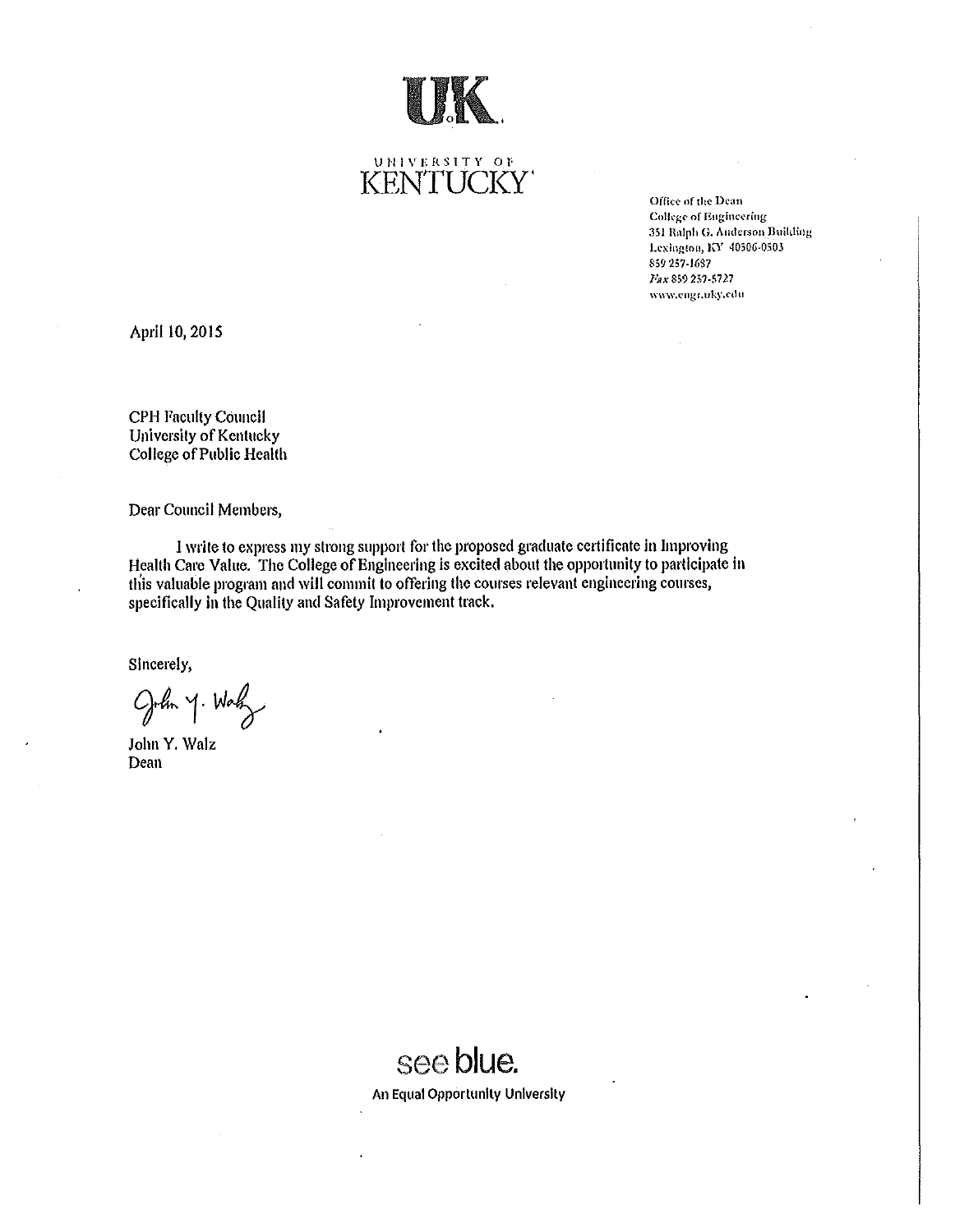UNIVERSITY OF
KENTUCKY

Office of the Dean
College of Engineering
351 Ralph G. Anderson Building
Lexington, KY 40506-0503
859 257-1687
Fax 859 257-5727
www.engr.uky.edu

April 10, 2015

CPH Faculty Council
University of Kentucky
College of Public Health

Dear Council Members,

I write to express my strong support for the proposed graduate certificate in Improving Health Care Value. The College of Engineering is excited about the opportunity to participate in this valuable program and will commit to offering the courses relevant engineering courses, specifically in the Quality and Safety Improvement track.

Sincerely,

John Y. Walz
Dean

see blue.
An Equal Opportunity University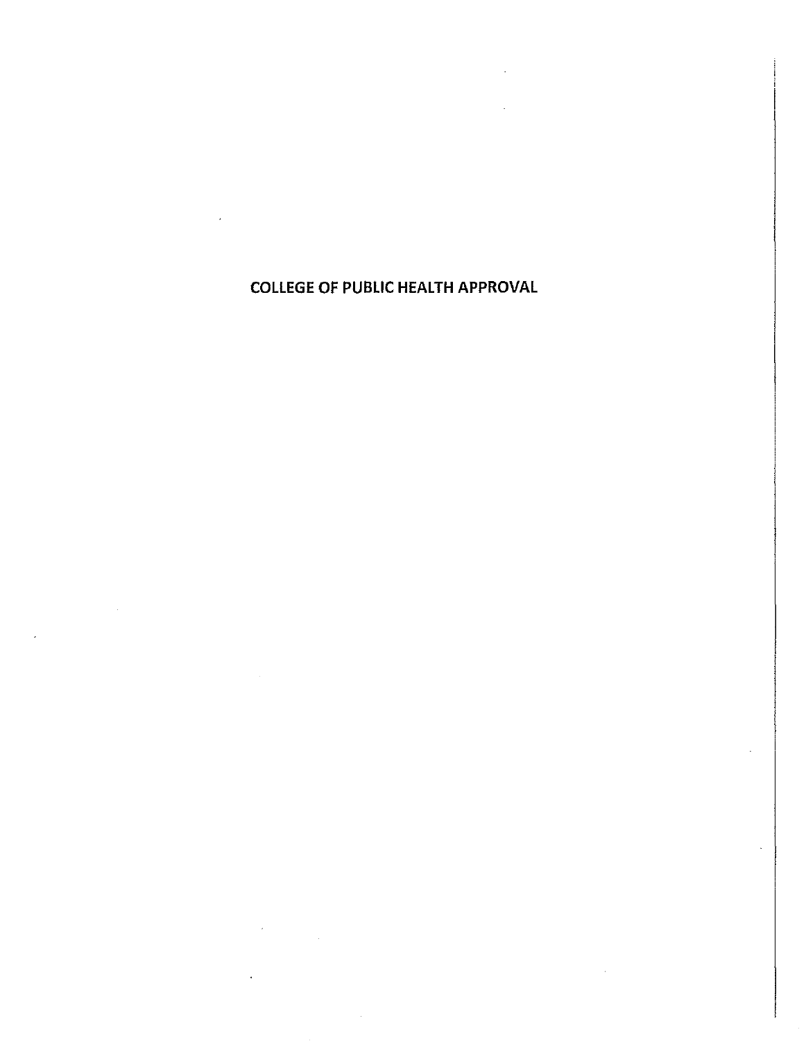# COLLEGE OF PUBLIC HEALTH APPROVAL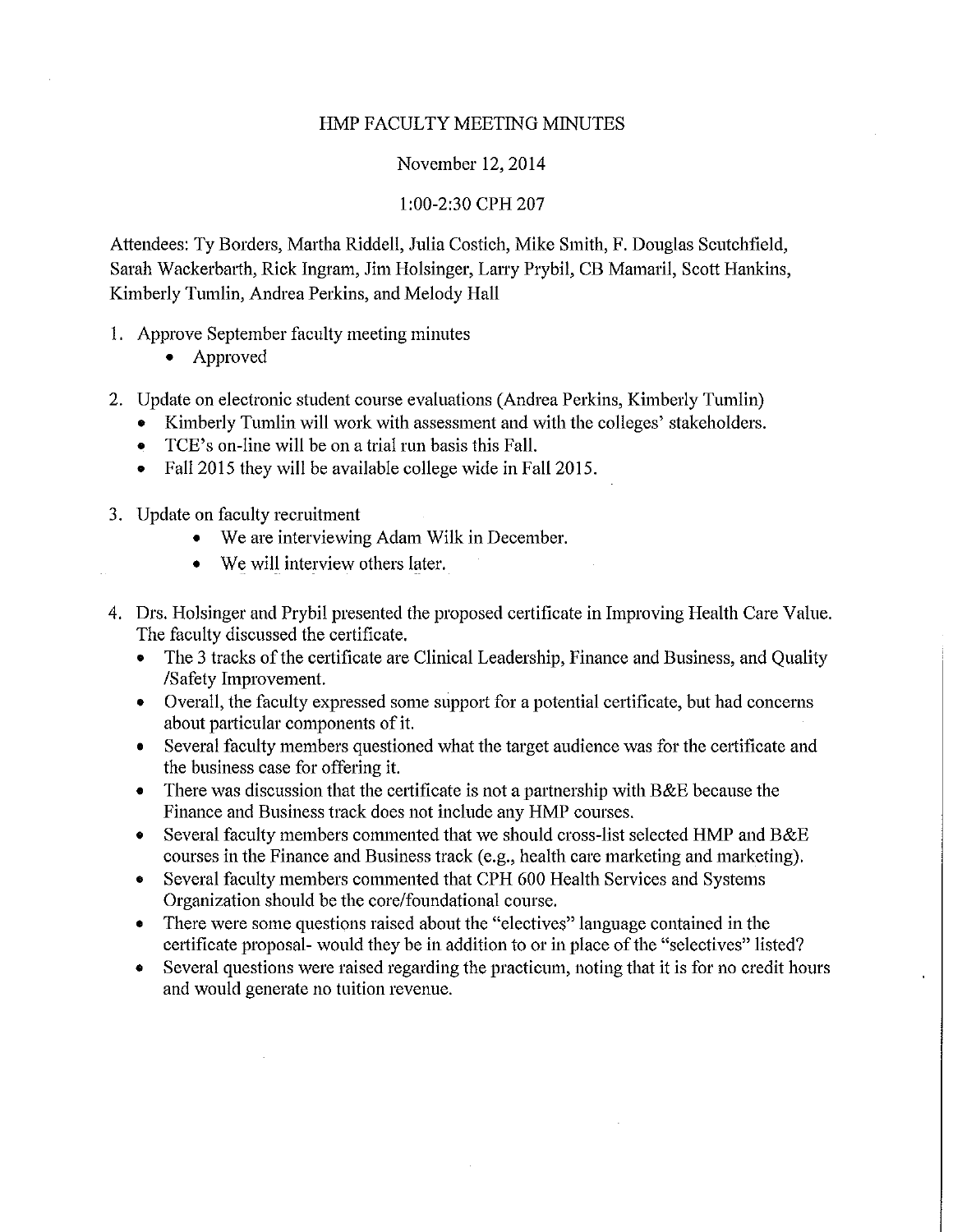# HMP FACULTY MEETING MINUTES

November 12, 2014

1:00-2:30 CPH 207

Attendees: Ty Borders, Martha Riddell, Julia Costich, Mike Smith, F. Douglas Scutchfield, Sarah Wackerbarth, Rick Ingram, Jim Holsinger, Larry Prybil, CB Mamaril, Scott Hankins, Kimberly Tumlin, Andrea Perkins, and Melody Hall

1. Approve September faculty meeting minutes
   - Approved

2. Update on electronic student course evaluations (Andrea Perkins, Kimberly Tumlin)
   - Kimberly Tumlin will work with assessment and with the colleges' stakeholders.
   - TCE's on-line will be on a trial run basis this Fall.
   - Fall 2015 they will be available college wide in Fall 2015.

3. Update on faculty recruitment
   - We are interviewing Adam Wilk in December.
   - We will interview others later.

4. Drs. Holsinger and Prybil presented the proposed certificate in Improving Health Care Value. The faculty discussed the certificate.
   - The 3 tracks of the certificate are Clinical Leadership, Finance and Business, and Quality /Safety Improvement.
   - Overall, the faculty expressed some support for a potential certificate, but had concerns about particular components of it.
   - Several faculty members questioned what the target audience was for the certificate and the business case for offering it.
   - There was discussion that the certificate is not a partnership with B&E because the Finance and Business track does not include any HMP courses.
   - Several faculty members commented that we should cross-list selected HMP and B&E courses in the Finance and Business track (e.g., health care marketing and marketing).
   - Several faculty members commented that CPH 600 Health Services and Systems Organization should be the core/foundational course.
   - There were some questions raised about the "electives" language contained in the certificate proposal- would they be in addition to or in place of the "selectives" listed?
   - Several questions were raised regarding the practicum, noting that it is for no credit hours and would generate no tuition revenue.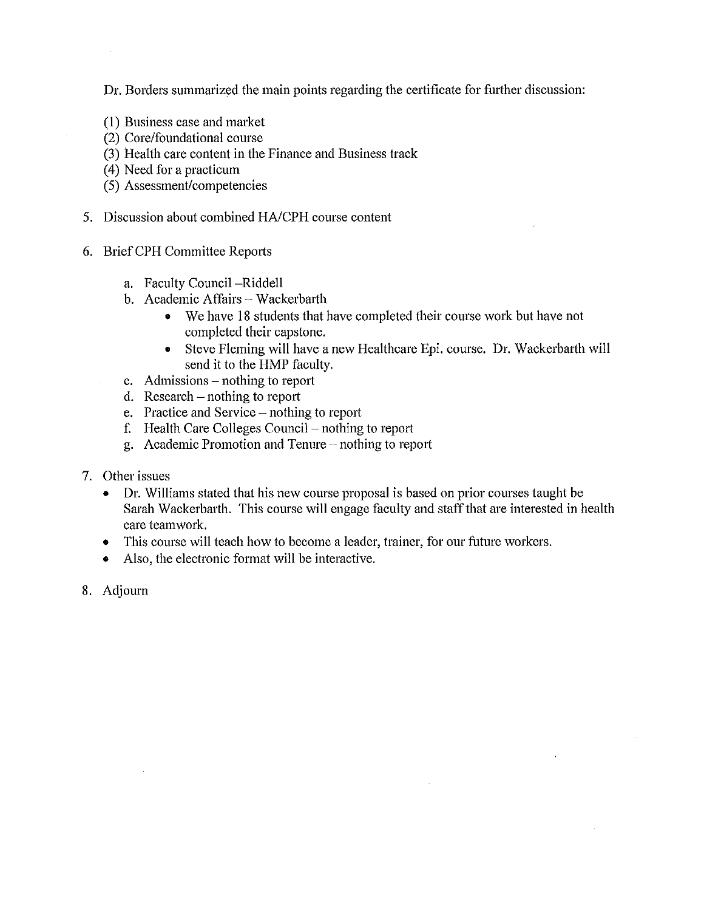Dr. Borders summarized the main points regarding the certificate for further discussion:

(1) Business case and market
(2) Core/foundational course
(3) Health care content in the Finance and Business track
(4) Need for a practicum
(5) Assessment/competencies

5. Discussion about combined HA/CPH course content

6. Brief CPH Committee Reports

    a. Faculty Council –Riddell
    b. Academic Affairs – Wackerbarth
        - We have 18 students that have completed their course work but have not completed their capstone.
        - Steve Fleming will have a new Healthcare Epi. course. Dr. Wackerbarth will send it to the HMP faculty.
    c. Admissions – nothing to report
    d. Research – nothing to report
    e. Practice and Service – nothing to report
    f. Health Care Colleges Council – nothing to report
    g. Academic Promotion and Tenure – nothing to report

7. Other issues
    - Dr. Williams stated that his new course proposal is based on prior courses taught be Sarah Wackerbarth. This course will engage faculty and staff that are interested in health care teamwork.
    - This course will teach how to become a leader, trainer, for our future workers.
    - Also, the electronic format will be interactive.

8. Adjourn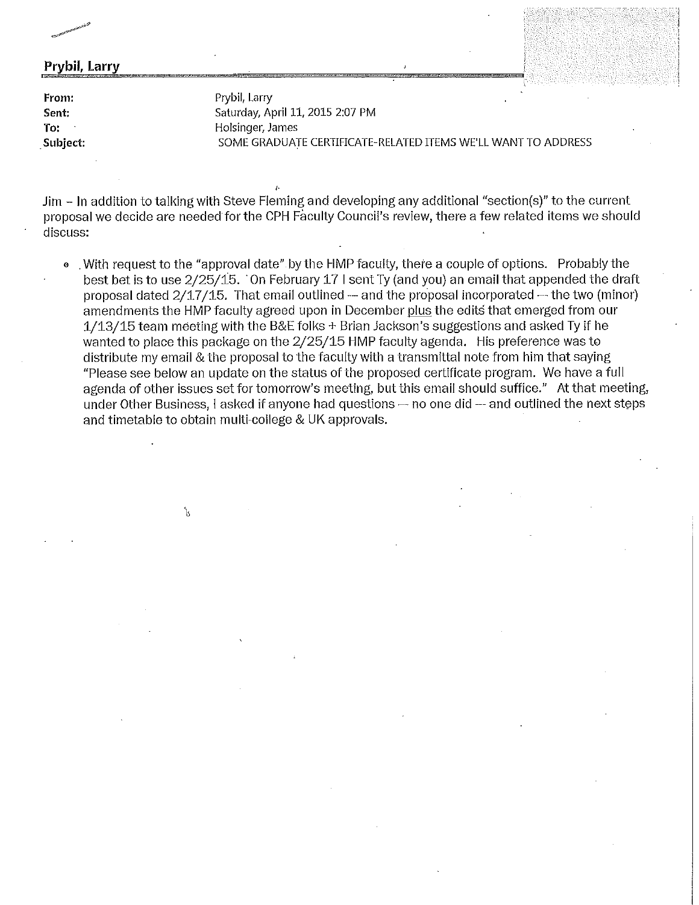**Prybil, Larry**

| | |
|---|---|
| **From:** | Prybil, Larry |
| **Sent:** | Saturday, April 11, 2015 2:07 PM |
| **To:** | Holsinger, James |
| **Subject:** | SOME GRADUATE CERTIFICATE-RELATED ITEMS WE'LL WANT TO ADDRESS |

Jim – In addition to talking with Steve Fleming and developing any additional "section(s)" to the current proposal we decide are needed for the CPH Faculty Council's review, there a few related items we should discuss:

- With request to the "approval date" by the HMP faculty, there a couple of options. Probably the best bet is to use 2/25/15. On February 17 I sent Ty (and you) an email that appended the draft proposal dated 2/17/15. That email outlined — and the proposal incorporated — the two (minor) amendments the HMP faculty agreed upon in December <u>plus</u> the edits that emerged from our 1/13/15 team meeting with the B&E folks + Brian Jackson's suggestions and asked Ty if he wanted to place this package on the 2/25/15 HMP faculty agenda. His preference was to distribute my email & the proposal to the faculty with a transmittal note from him that saying "Please see below an update on the status of the proposed certificate program. We have a full agenda of other issues set for tomorrow's meeting, but this email should suffice." At that meeting, under Other Business, I asked if anyone had questions — no one did — and outlined the next steps and timetable to obtain multi-college & UK approvals.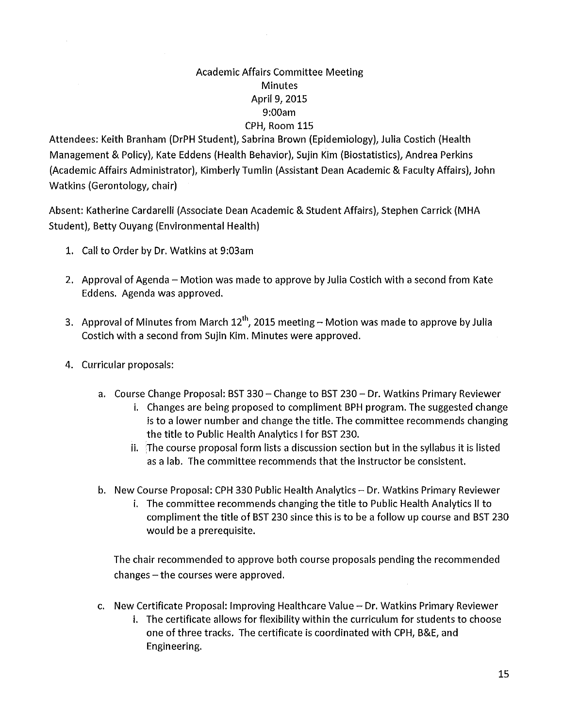Academic Affairs Committee Meeting
Minutes
April 9, 2015
9:00am
CPH, Room 115

Attendees: Keith Branham (DrPH Student), Sabrina Brown (Epidemiology), Julia Costich (Health Management & Policy), Kate Eddens (Health Behavior), Sujin Kim (Biostatistics), Andrea Perkins (Academic Affairs Administrator), Kimberly Tumlin (Assistant Dean Academic & Faculty Affairs), John Watkins (Gerontology, chair)

Absent: Katherine Cardarelli (Associate Dean Academic & Student Affairs), Stephen Carrick (MHA Student), Betty Ouyang (Environmental Health)

1. Call to Order by Dr. Watkins at 9:03am

2. Approval of Agenda – Motion was made to approve by Julia Costich with a second from Kate Eddens. Agenda was approved.

3. Approval of Minutes from March 12th, 2015 meeting – Motion was made to approve by Julia Costich with a second from Sujin Kim. Minutes were approved.

4. Curricular proposals:

   a. Course Change Proposal: BST 330 – Change to BST 230 – Dr. Watkins Primary Reviewer
      i. Changes are being proposed to compliment BPH program. The suggested change is to a lower number and change the title. The committee recommends changing the title to Public Health Analytics I for BST 230.
      ii. The course proposal form lists a discussion section but in the syllabus it is listed as a lab. The committee recommends that the instructor be consistent.

   b. New Course Proposal: CPH 330 Public Health Analytics – Dr. Watkins Primary Reviewer
      i. The committee recommends changing the title to Public Health Analytics II to compliment the title of BST 230 since this is to be a follow up course and BST 230 would be a prerequisite.

   The chair recommended to approve both course proposals pending the recommended changes – the courses were approved.

   c. New Certificate Proposal: Improving Healthcare Value – Dr. Watkins Primary Reviewer
      i. The certificate allows for flexibility within the curriculum for students to choose one of three tracks. The certificate is coordinated with CPH, B&E, and Engineering.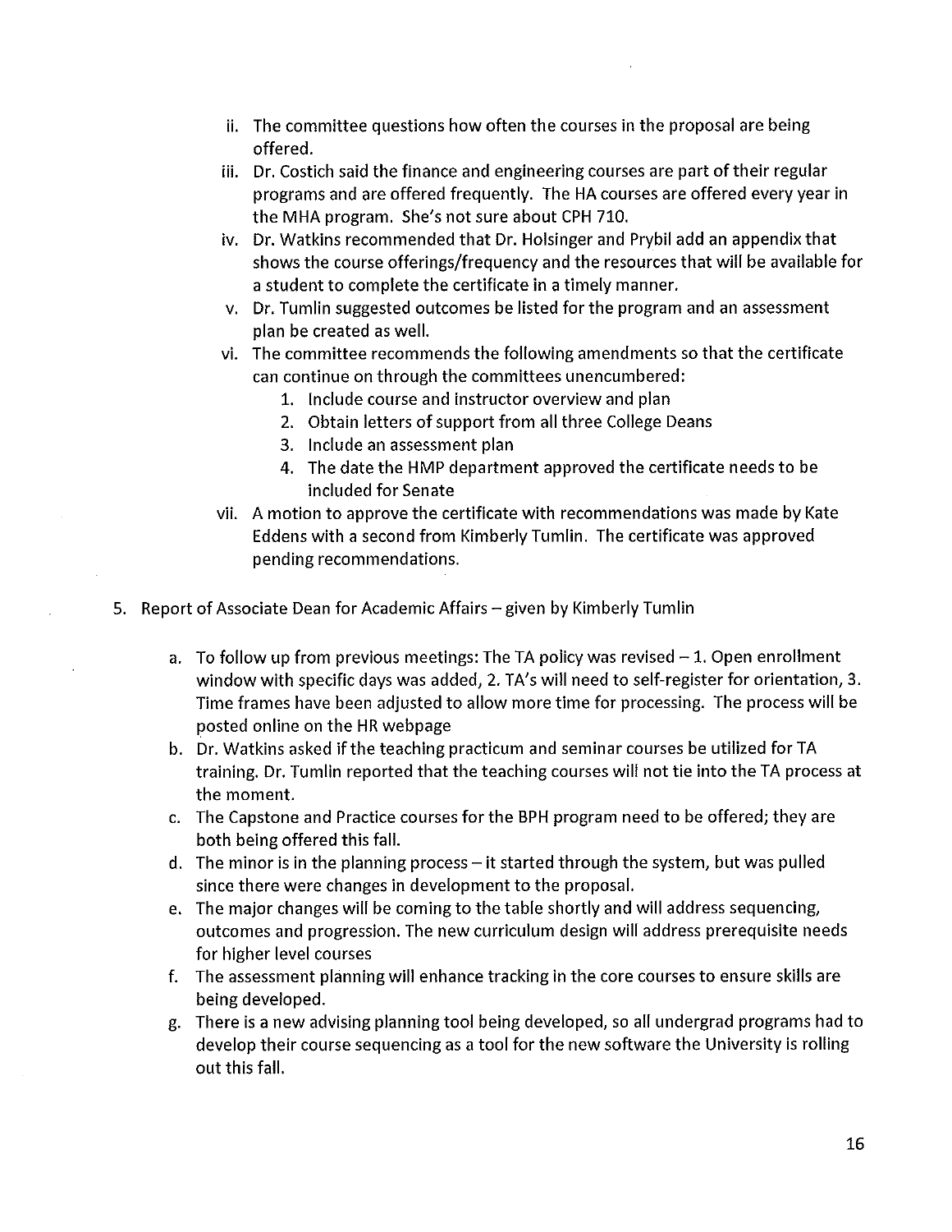ii. The committee questions how often the courses in the proposal are being offered.

iii. Dr. Costich said the finance and engineering courses are part of their regular programs and are offered frequently. The HA courses are offered every year in the MHA program. She's not sure about CPH 710.

iv. Dr. Watkins recommended that Dr. Holsinger and Prybil add an appendix that shows the course offerings/frequency and the resources that will be available for a student to complete the certificate in a timely manner.

v. Dr. Tumlin suggested outcomes be listed for the program and an assessment plan be created as well.

vi. The committee recommends the following amendments so that the certificate can continue on through the committees unencumbered:

   1. Include course and instructor overview and plan
   2. Obtain letters of support from all three College Deans
   3. Include an assessment plan
   4. The date the HMP department approved the certificate needs to be included for Senate

vii. A motion to approve the certificate with recommendations was made by Kate Eddens with a second from Kimberly Tumlin. The certificate was approved pending recommendations.

5. Report of Associate Dean for Academic Affairs – given by Kimberly Tumlin

   a. To follow up from previous meetings: The TA policy was revised – 1. Open enrollment window with specific days was added, 2. TA's will need to self-register for orientation, 3. Time frames have been adjusted to allow more time for processing. The process will be posted online on the HR webpage
   b. Dr. Watkins asked if the teaching practicum and seminar courses be utilized for TA training. Dr. Tumlin reported that the teaching courses will not tie into the TA process at the moment.
   c. The Capstone and Practice courses for the BPH program need to be offered; they are both being offered this fall.
   d. The minor is in the planning process – it started through the system, but was pulled since there were changes in development to the proposal.
   e. The major changes will be coming to the table shortly and will address sequencing, outcomes and progression. The new curriculum design will address prerequisite needs for higher level courses
   f. The assessment planning will enhance tracking in the core courses to ensure skills are being developed.
   g. There is a new advising planning tool being developed, so all undergrad programs had to develop their course sequencing as a tool for the new software the University is rolling out this fall.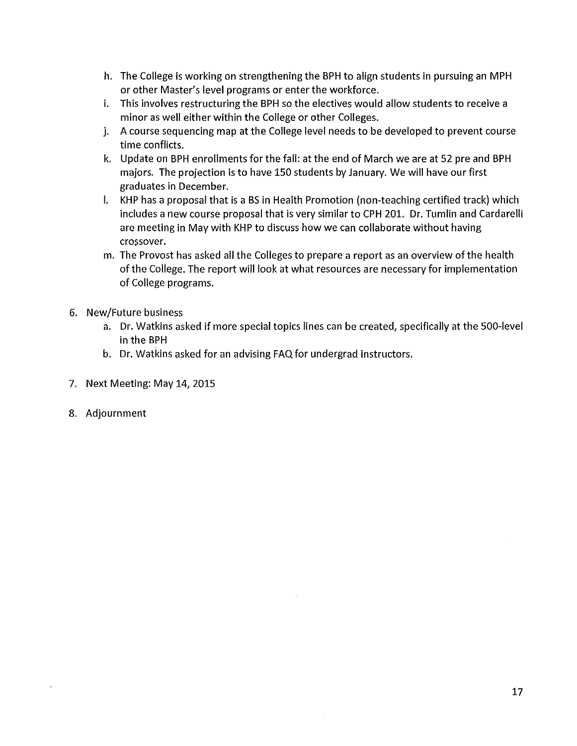h. The College is working on strengthening the BPH to align students in pursuing an MPH or other Master's level programs or enter the workforce.
i. This involves restructuring the BPH so the electives would allow students to receive a minor as well either within the College or other Colleges.
j. A course sequencing map at the College level needs to be developed to prevent course time conflicts.
k. Update on BPH enrollments for the fall: at the end of March we are at 52 pre and BPH majors. The projection is to have 150 students by January. We will have our first graduates in December.
l. KHP has a proposal that is a BS in Health Promotion (non-teaching certified track) which includes a new course proposal that is very similar to CPH 201. Dr. Tumlin and Cardarelli are meeting in May with KHP to discuss how we can collaborate without having crossover.
m. The Provost has asked all the Colleges to prepare a report as an overview of the health of the College. The report will look at what resources are necessary for implementation of College programs.

6. New/Future business
   a. Dr. Watkins asked if more special topics lines can be created, specifically at the 500-level in the BPH
   b. Dr. Watkins asked for an advising FAQ for undergrad instructors.

7. Next Meeting: May 14, 2015

8. Adjournment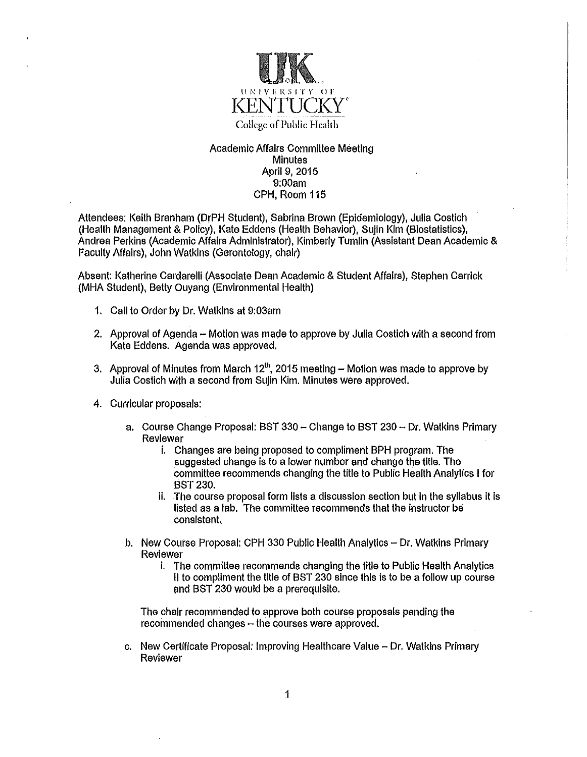University of Kentucky
College of Public Health

Academic Affairs Committee Meeting
Minutes
April 9, 2015
9:00am
CPH, Room 115

Attendees: Keith Branham (DrPH Student), Sabrina Brown (Epidemiology), Julia Costich (Health Management & Policy), Kate Eddens (Health Behavior), Sujin Kim (Biostatistics), Andrea Perkins (Academic Affairs Administrator), Kimberly Tumlin (Assistant Dean Academic & Faculty Affairs), John Watkins (Gerontology, chair)

Absent: Katherine Cardarelli (Associate Dean Academic & Student Affairs), Stephen Carrick (MHA Student), Betty Ouyang (Environmental Health)

1. Call to Order by Dr. Watkins at 9:03am

2. Approval of Agenda – Motion was made to approve by Julia Costich with a second from Kate Eddens. Agenda was approved.

3. Approval of Minutes from March 12th, 2015 meeting – Motion was made to approve by Julia Costich with a second from Sujin Kim. Minutes were approved.

4. Curricular proposals:

   a. Course Change Proposal: BST 330 – Change to BST 230 – Dr. Watkins Primary Reviewer
      i. Changes are being proposed to compliment BPH program. The suggested change is to a lower number and change the title. The committee recommends changing the title to Public Health Analytics I for BST 230.
      ii. The course proposal form lists a discussion section but in the syllabus it is listed as a lab. The committee recommends that the instructor be consistent.

   b. New Course Proposal: CPH 330 Public Health Analytics – Dr. Watkins Primary Reviewer
      i. The committee recommends changing the title to Public Health Analytics II to compliment the title of BST 230 since this is to be a follow up course and BST 230 would be a prerequisite.

   The chair recommended to approve both course proposals pending the recommended changes – the courses were approved.

   c. New Certificate Proposal: Improving Healthcare Value – Dr. Watkins Primary Reviewer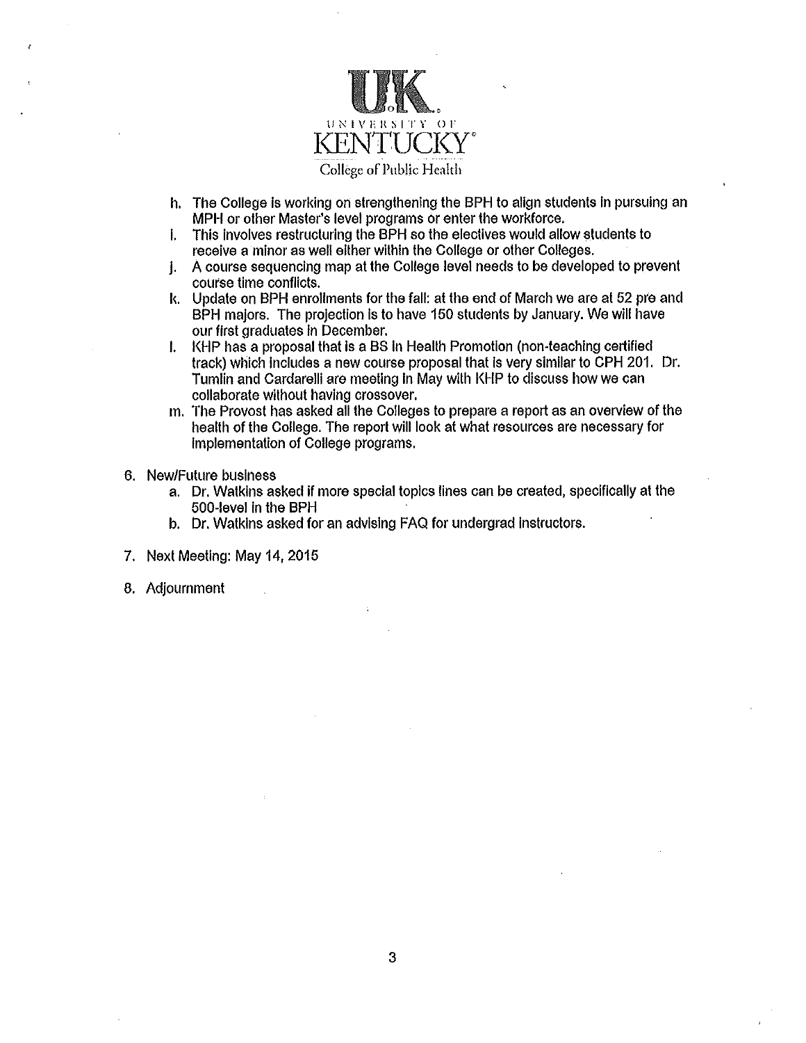UNIVERSITY OF KENTUCKY
College of Public Health

h. The College is working on strengthening the BPH to align students in pursuing an MPH or other Master's level programs or enter the workforce.
i. This involves restructuring the BPH so the electives would allow students to receive a minor as well either within the College or other Colleges.
j. A course sequencing map at the College level needs to be developed to prevent course time conflicts.
k. Update on BPH enrollments for the fall: at the end of March we are at 52 pre and BPH majors. The projection is to have 150 students by January. We will have our first graduates in December.
l. KHP has a proposal that is a BS in Health Promotion (non-teaching certified track) which includes a new course proposal that is very similar to CPH 201. Dr. Tumlin and Cardarelli are meeting in May with KHP to discuss how we can collaborate without having crossover.
m. The Provost has asked all the Colleges to prepare a report as an overview of the health of the College. The report will look at what resources are necessary for implementation of College programs.

6. New/Future business
    a. Dr. Watkins asked if more special topics lines can be created, specifically at the 500-level in the BPH
    b. Dr. Watkins asked for an advising FAQ for undergrad instructors.

7. Next Meeting: May 14, 2015

8. Adjournment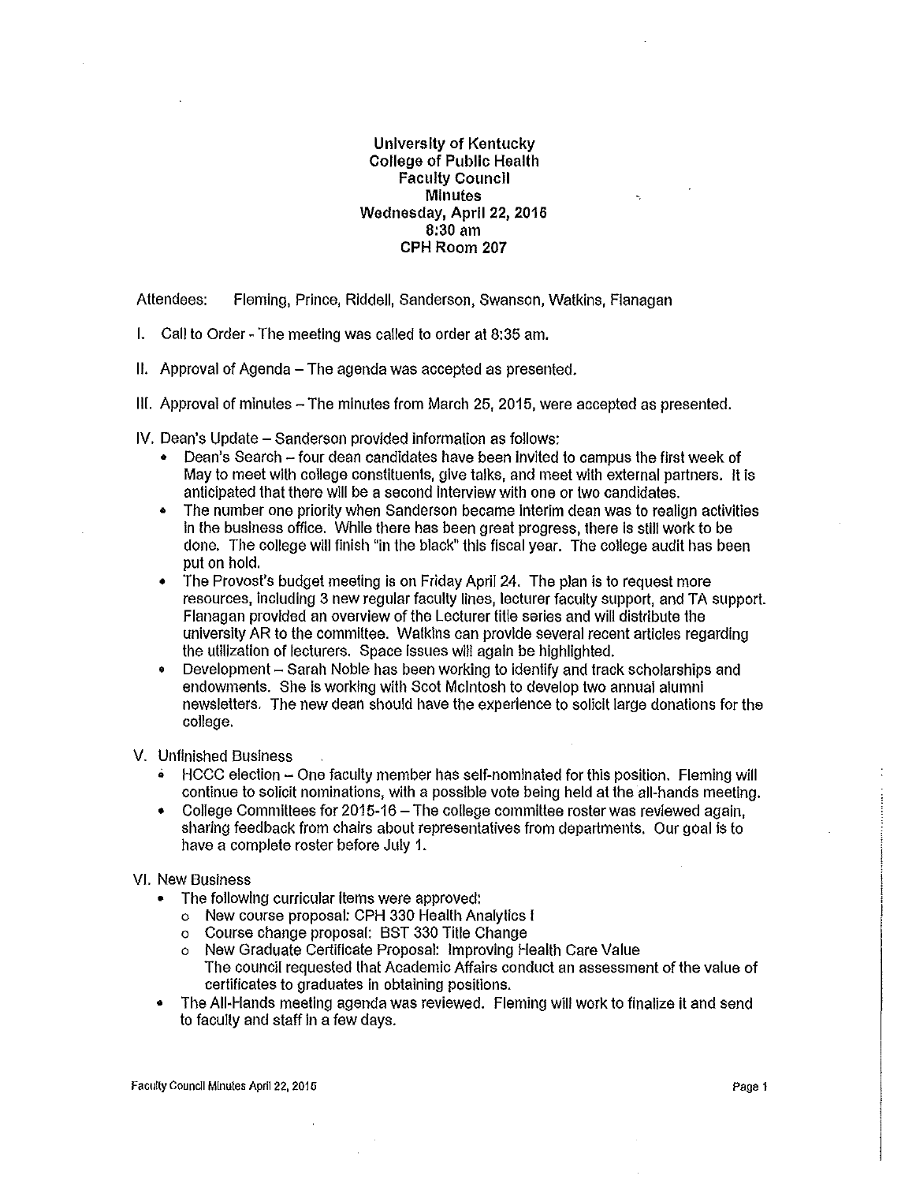**University of Kentucky**
**College of Public Health**
**Faculty Council**
**Minutes**
**Wednesday, April 22, 2015**
**8:30 am**
**CPH Room 207**

Attendees: Fleming, Prince, Riddell, Sanderson, Swanson, Watkins, Flanagan

I. Call to Order - The meeting was called to order at 8:35 am.

II. Approval of Agenda – The agenda was accepted as presented.

III. Approval of minutes – The minutes from March 25, 2015, were accepted as presented.

IV. Dean's Update – Sanderson provided information as follows:

- Dean's Search – four dean candidates have been invited to campus the first week of May to meet with college constituents, give talks, and meet with external partners. It is anticipated that there will be a second interview with one or two candidates.
- The number one priority when Sanderson became interim dean was to realign activities in the business office. While there has been great progress, there is still work to be done. The college will finish "in the black" this fiscal year. The college audit has been put on hold.
- The Provost's budget meeting is on Friday April 24. The plan is to request more resources, including 3 new regular faculty lines, lecturer faculty support, and TA support. Flanagan provided an overview of the Lecturer title series and will distribute the university AR to the committee. Watkins can provide several recent articles regarding the utilization of lecturers. Space issues will again be highlighted.
- Development – Sarah Noble has been working to identify and track scholarships and endowments. She is working with Scot McIntosh to develop two annual alumni newsletters. The new dean should have the experience to solicit large donations for the college.

V. Unfinished Business

- HCCC election – One faculty member has self-nominated for this position. Fleming will continue to solicit nominations, with a possible vote being held at the all-hands meeting.
- College Committees for 2015-16 – The college committee roster was reviewed again, sharing feedback from chairs about representatives from departments. Our goal is to have a complete roster before July 1.

VI. New Business

- The following curricular items were approved:
  - New course proposal: CPH 330 Health Analytics I
  - Course change proposal: BST 330 Title Change
  - New Graduate Certificate Proposal: Improving Health Care Value
  
  The council requested that Academic Affairs conduct an assessment of the value of certificates to graduates in obtaining positions.
- The All-Hands meeting agenda was reviewed. Fleming will work to finalize it and send to faculty and staff in a few days.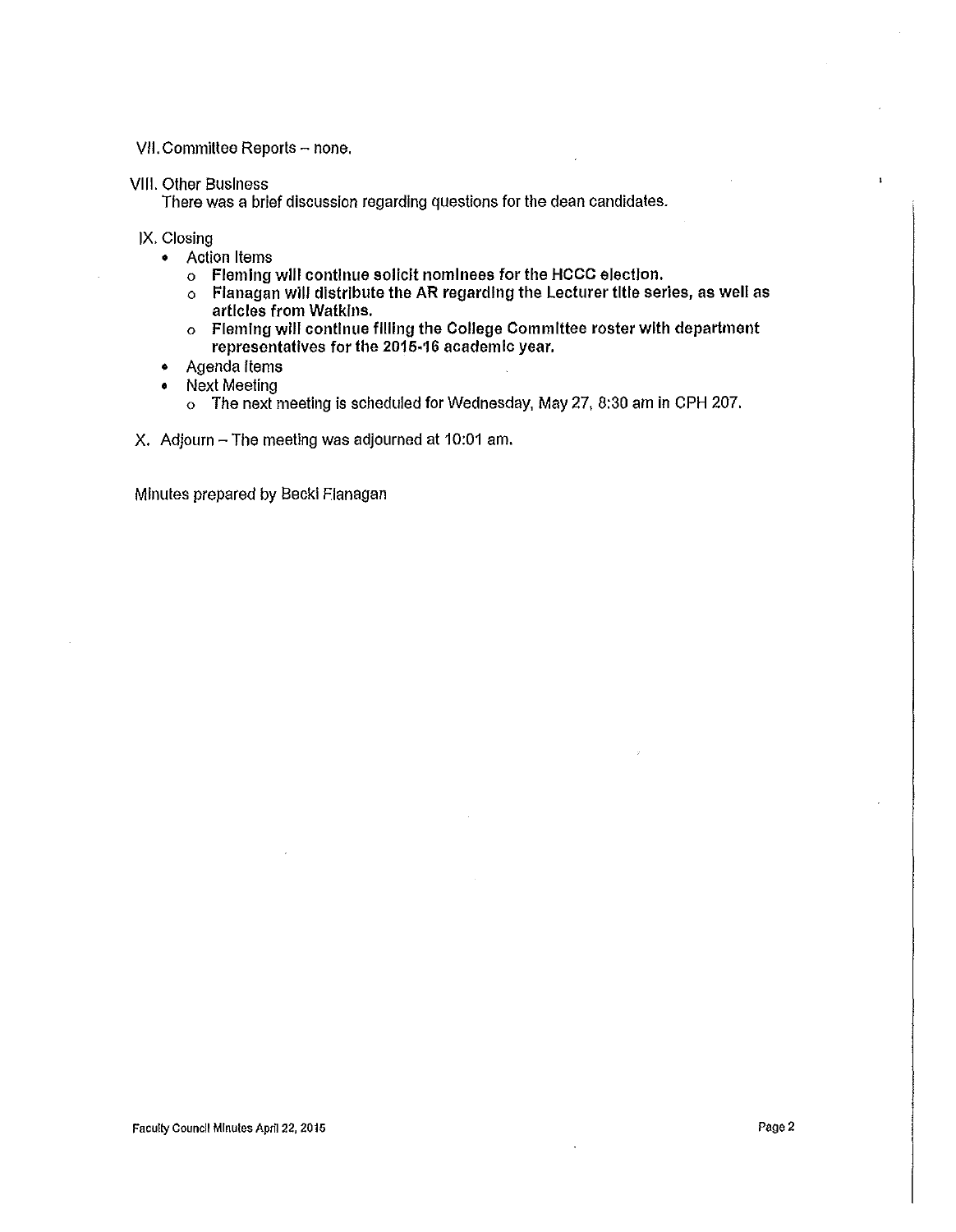VII. Committee Reports – none.

VIII. Other Business
There was a brief discussion regarding questions for the dean candidates.

IX. Closing

- Action Items
  - **Fleming will continue solicit nominees for the HCCC election.**
  - **Flanagan will distribute the AR regarding the Lecturer title series, as well as articles from Watkins.**
  - **Fleming will continue filling the College Committee roster with department representatives for the 2015-16 academic year.**
- Agenda Items
- Next Meeting
  - The next meeting is scheduled for Wednesday, May 27, 8:30 am in CPH 207.

X. Adjourn – The meeting was adjourned at 10:01 am.

Minutes prepared by Becki Flanagan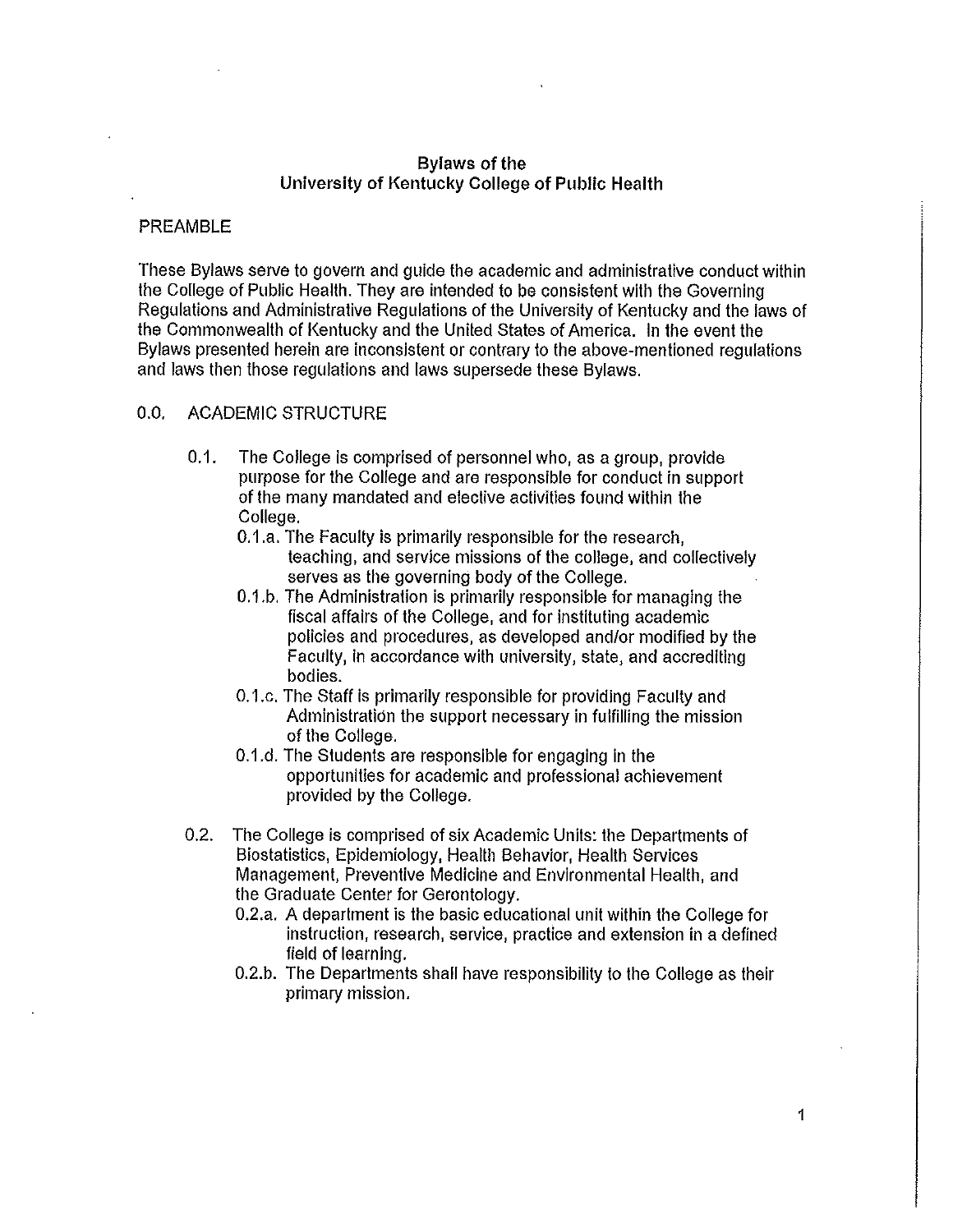# Bylaws of the University of Kentucky College of Public Health

## PREAMBLE

These Bylaws serve to govern and guide the academic and administrative conduct within the College of Public Health. They are intended to be consistent with the Governing Regulations and Administrative Regulations of the University of Kentucky and the laws of the Commonwealth of Kentucky and the United States of America. In the event the Bylaws presented herein are inconsistent or contrary to the above-mentioned regulations and laws then those regulations and laws supersede these Bylaws.

## 0.0. ACADEMIC STRUCTURE

0.1. The College is comprised of personnel who, as a group, provide purpose for the College and are responsible for conduct in support of the many mandated and elective activities found within the College.

- 0.1.a. The Faculty is primarily responsible for the research, teaching, and service missions of the college, and collectively serves as the governing body of the College.
- 0.1.b. The Administration is primarily responsible for managing the fiscal affairs of the College, and for instituting academic policies and procedures, as developed and/or modified by the Faculty, in accordance with university, state, and accrediting bodies.
- 0.1.c. The Staff is primarily responsible for providing Faculty and Administration the support necessary in fulfilling the mission of the College.
- 0.1.d. The Students are responsible for engaging in the opportunities for academic and professional achievement provided by the College.

0.2. The College is comprised of six Academic Units: the Departments of Biostatistics, Epidemiology, Health Behavior, Health Services Management, Preventive Medicine and Environmental Health, and the Graduate Center for Gerontology.

- 0.2.a. A department is the basic educational unit within the College for instruction, research, service, practice and extension in a defined field of learning.
- 0.2.b. The Departments shall have responsibility to the College as their primary mission.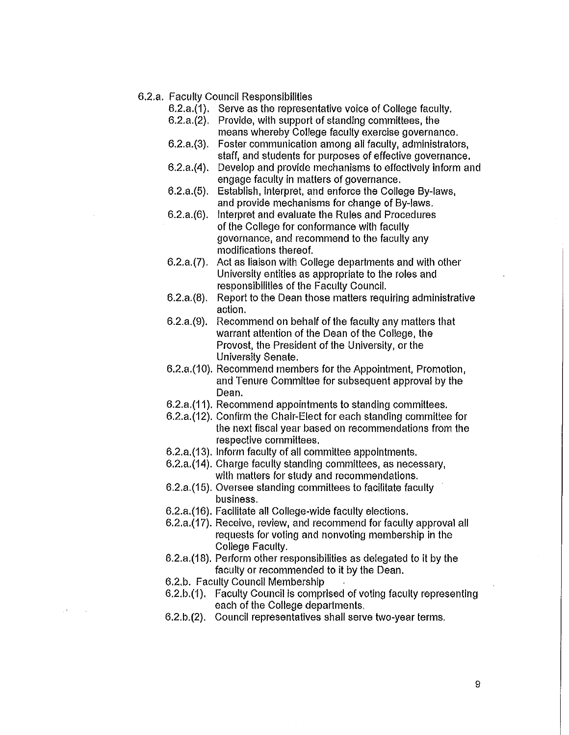6.2.a. Faculty Council Responsibilities

- 6.2.a.(1). Serve as the representative voice of College faculty.
- 6.2.a.(2). Provide, with support of standing committees, the means whereby College faculty exercise governance.
- 6.2.a.(3). Foster communication among all faculty, administrators, staff, and students for purposes of effective governance.
- 6.2.a.(4). Develop and provide mechanisms to effectively inform and engage faculty in matters of governance.
- 6.2.a.(5). Establish, interpret, and enforce the College By-laws, and provide mechanisms for change of By-laws.
- 6.2.a.(6). Interpret and evaluate the Rules and Procedures of the College for conformance with faculty governance, and recommend to the faculty any modifications thereof.
- 6.2.a.(7). Act as liaison with College departments and with other University entities as appropriate to the roles and responsibilities of the Faculty Council.
- 6.2.a.(8). Report to the Dean those matters requiring administrative action.
- 6.2.a.(9). Recommend on behalf of the faculty any matters that warrant attention of the Dean of the College, the Provost, the President of the University, or the University Senate.
- 6.2.a.(10). Recommend members for the Appointment, Promotion, and Tenure Committee for subsequent approval by the Dean.
- 6.2.a.(11). Recommend appointments to standing committees.
- 6.2.a.(12). Confirm the Chair-Elect for each standing committee for the next fiscal year based on recommendations from the respective committees.
- 6.2.a.(13). Inform faculty of all committee appointments.
- 6.2.a.(14). Charge faculty standing committees, as necessary, with matters for study and recommendations.
- 6.2.a.(15). Oversee standing committees to facilitate faculty business.
- 6.2.a.(16). Facilitate all College-wide faculty elections.
- 6.2.a.(17). Receive, review, and recommend for faculty approval all requests for voting and nonvoting membership in the College Faculty.
- 6.2.a.(18). Perform other responsibilities as delegated to it by the faculty or recommended to it by the Dean.

6.2.b. Faculty Council Membership

- 6.2.b.(1). Faculty Council is comprised of voting faculty representing each of the College departments.
- 6.2.b.(2). Council representatives shall serve two-year terms.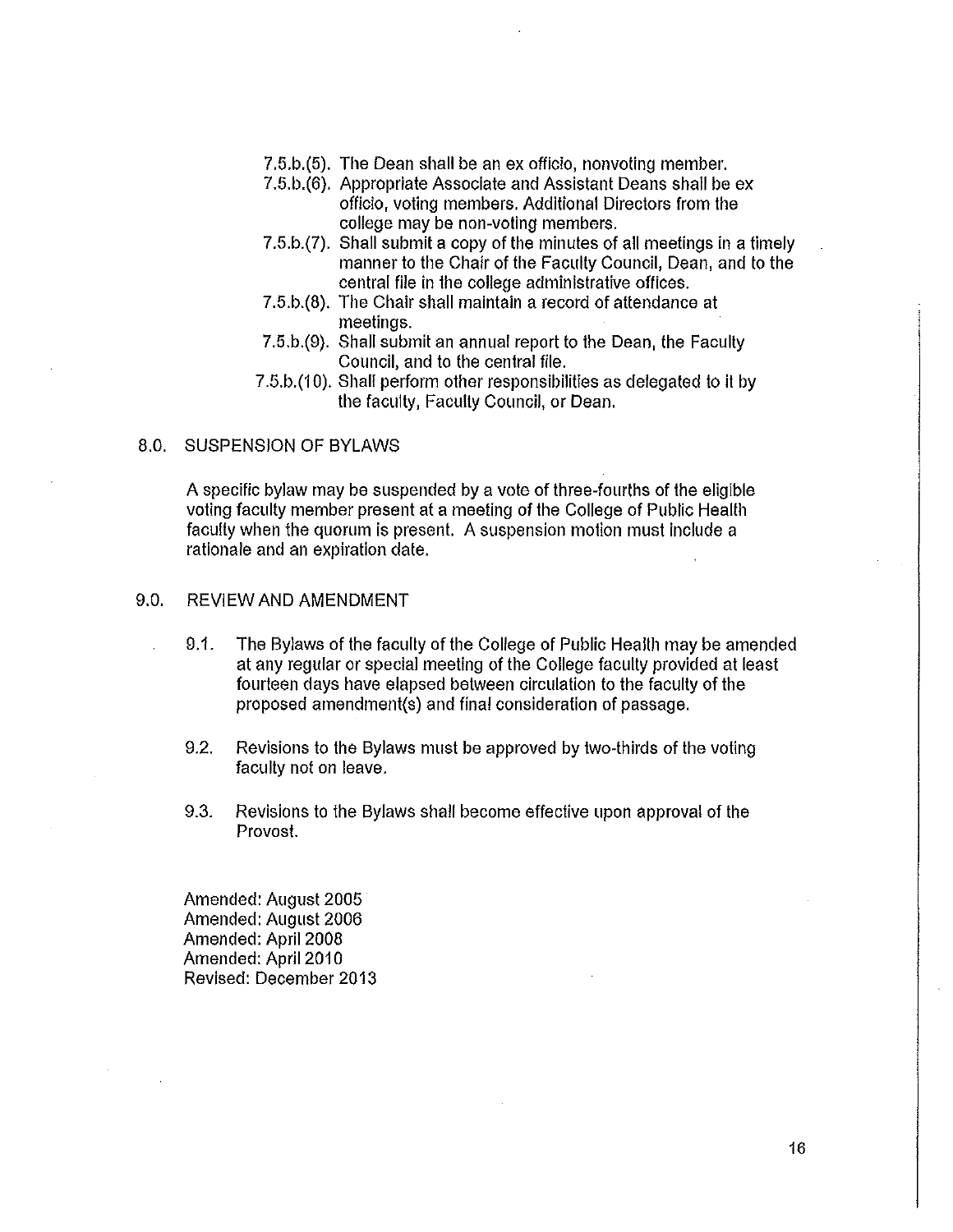- 7.5.b.(5). The Dean shall be an ex officio, nonvoting member.
- 7.5.b.(6). Appropriate Associate and Assistant Deans shall be ex officio, voting members. Additional Directors from the college may be non-voting members.
- 7.5.b.(7). Shall submit a copy of the minutes of all meetings in a timely manner to the Chair of the Faculty Council, Dean, and to the central file in the college administrative offices.
- 7.5.b.(8). The Chair shall maintain a record of attendance at meetings.
- 7.5.b.(9). Shall submit an annual report to the Dean, the Faculty Council, and to the central file.
- 7.5.b.(10). Shall perform other responsibilities as delegated to it by the faculty, Faculty Council, or Dean.

## 8.0. SUSPENSION OF BYLAWS

A specific bylaw may be suspended by a vote of three-fourths of the eligible voting faculty member present at a meeting of the College of Public Health faculty when the quorum is present. A suspension motion must include a rationale and an expiration date.

## 9.0. REVIEW AND AMENDMENT

9.1. The Bylaws of the faculty of the College of Public Health may be amended at any regular or special meeting of the College faculty provided at least fourteen days have elapsed between circulation to the faculty of the proposed amendment(s) and final consideration of passage.

9.2. Revisions to the Bylaws must be approved by two-thirds of the voting faculty not on leave.

9.3. Revisions to the Bylaws shall become effective upon approval of the Provost.

Amended: August 2005
Amended: August 2006
Amended: April 2008
Amended: April 2010
Revised: December 2013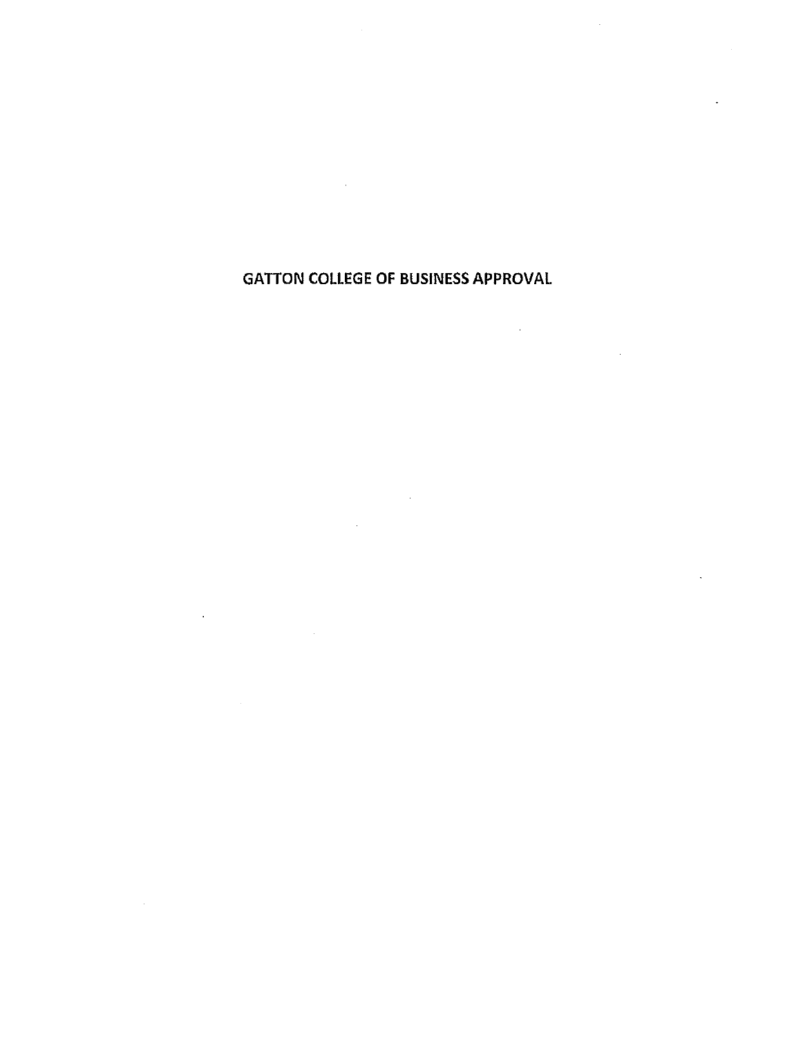# GATTON COLLEGE OF BUSINESS APPROVAL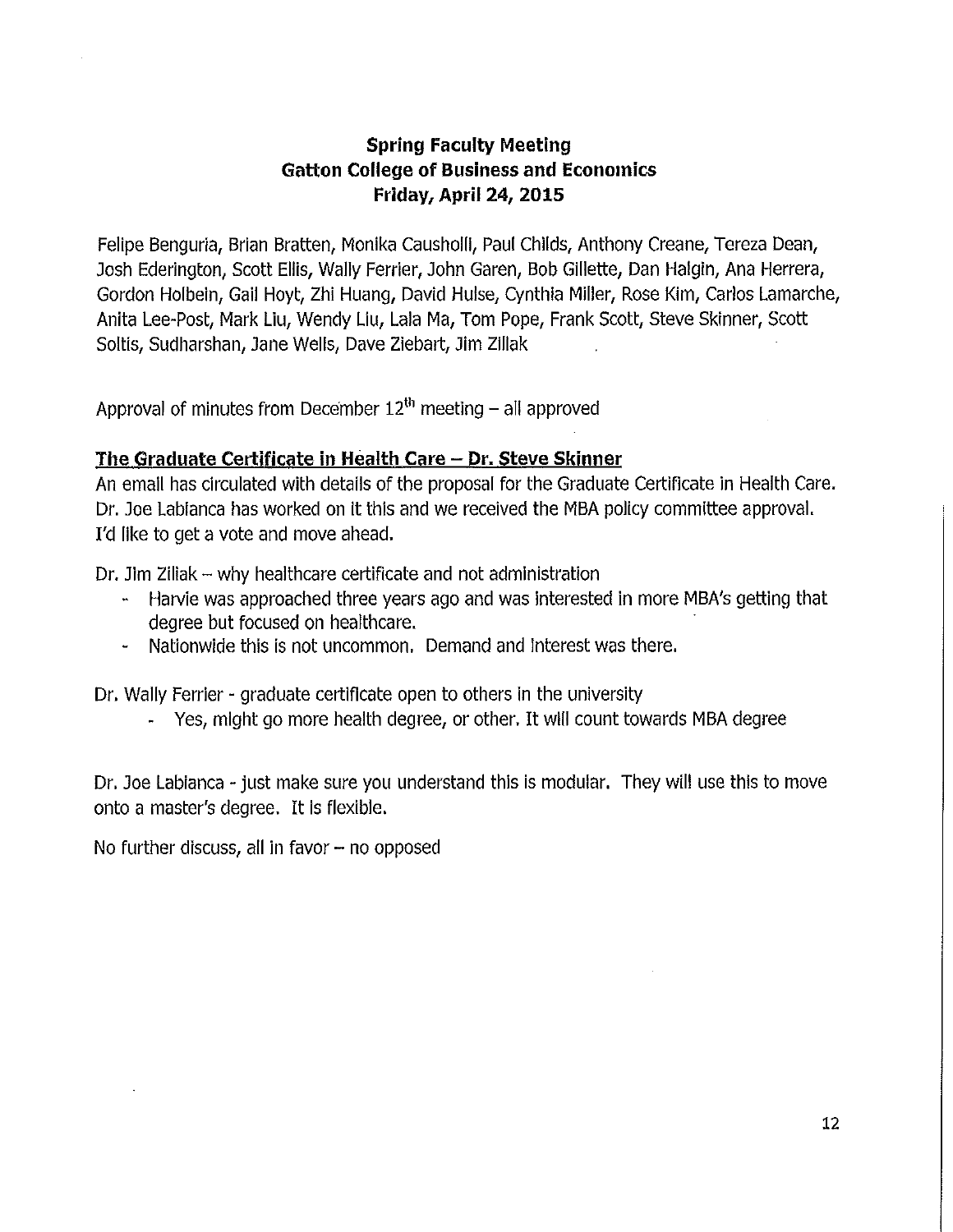# Spring Faculty Meeting
## Gatton College of Business and Economics
### Friday, April 24, 2015

Felipe Benguria, Brian Bratten, Monika Causholli, Paul Childs, Anthony Creane, Tereza Dean, Josh Ederington, Scott Ellis, Wally Ferrier, John Garen, Bob Gillette, Dan Halgin, Ana Herrera, Gordon Holbein, Gail Hoyt, Zhi Huang, David Hulse, Cynthia Miller, Rose Kim, Carlos Lamarche, Anita Lee-Post, Mark Liu, Wendy Liu, Lala Ma, Tom Pope, Frank Scott, Steve Skinner, Scott Soltis, Sudharshan, Jane Wells, Dave Ziebart, Jim Ziliak

Approval of minutes from December 12th meeting – all approved

**The Graduate Certificate in Health Care – Dr. Steve Skinner**

An email has circulated with details of the proposal for the Graduate Certificate in Health Care. Dr. Joe Labianca has worked on it this and we received the MBA policy committee approval. I'd like to get a vote and move ahead.

Dr. Jim Ziliak – why healthcare certificate and not administration

- Harvie was approached three years ago and was interested in more MBA's getting that degree but focused on healthcare.
- Nationwide this is not uncommon. Demand and interest was there.

Dr. Wally Ferrier - graduate certificate open to others in the university

- Yes, might go more health degree, or other. It will count towards MBA degree

Dr. Joe Labianca - just make sure you understand this is modular. They will use this to move onto a master's degree. It is flexible.

No further discuss, all in favor – no opposed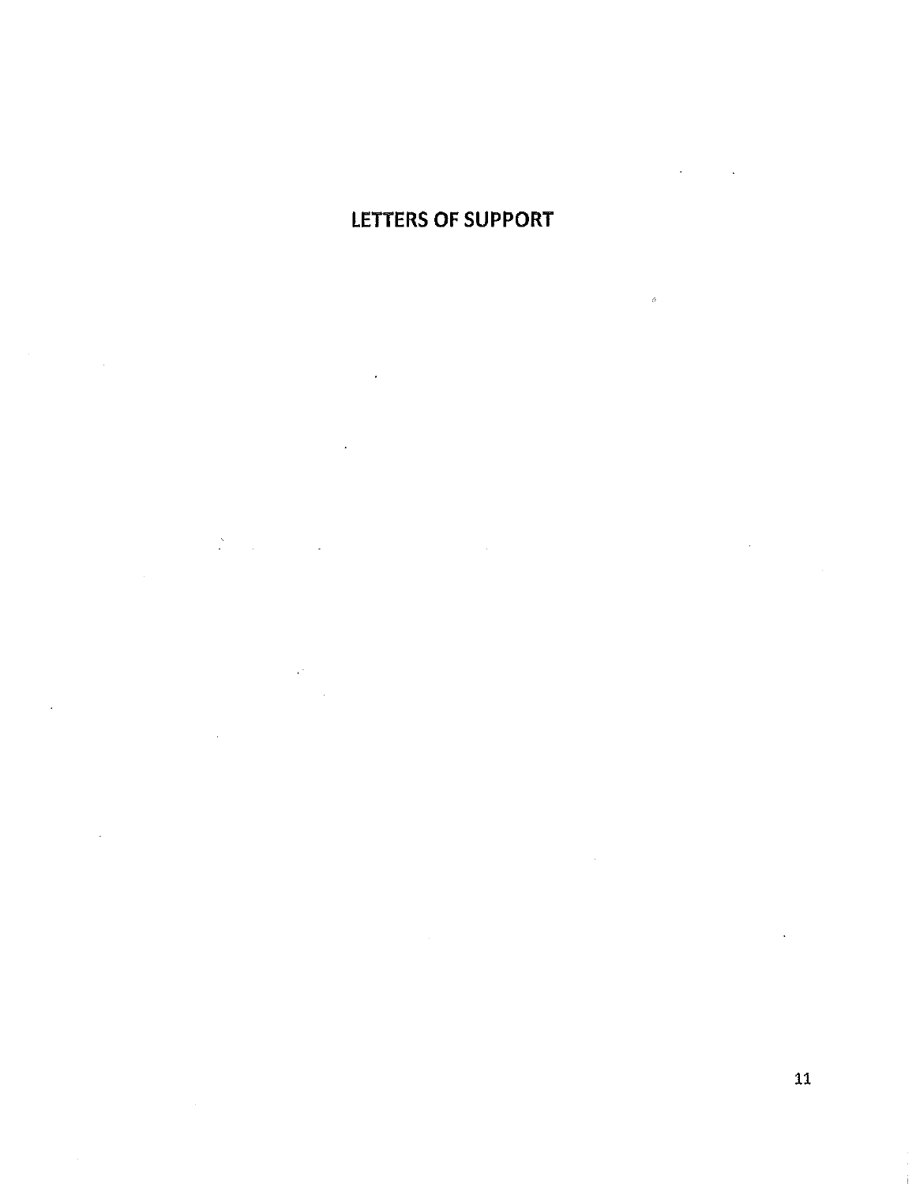# LETTERS OF SUPPORT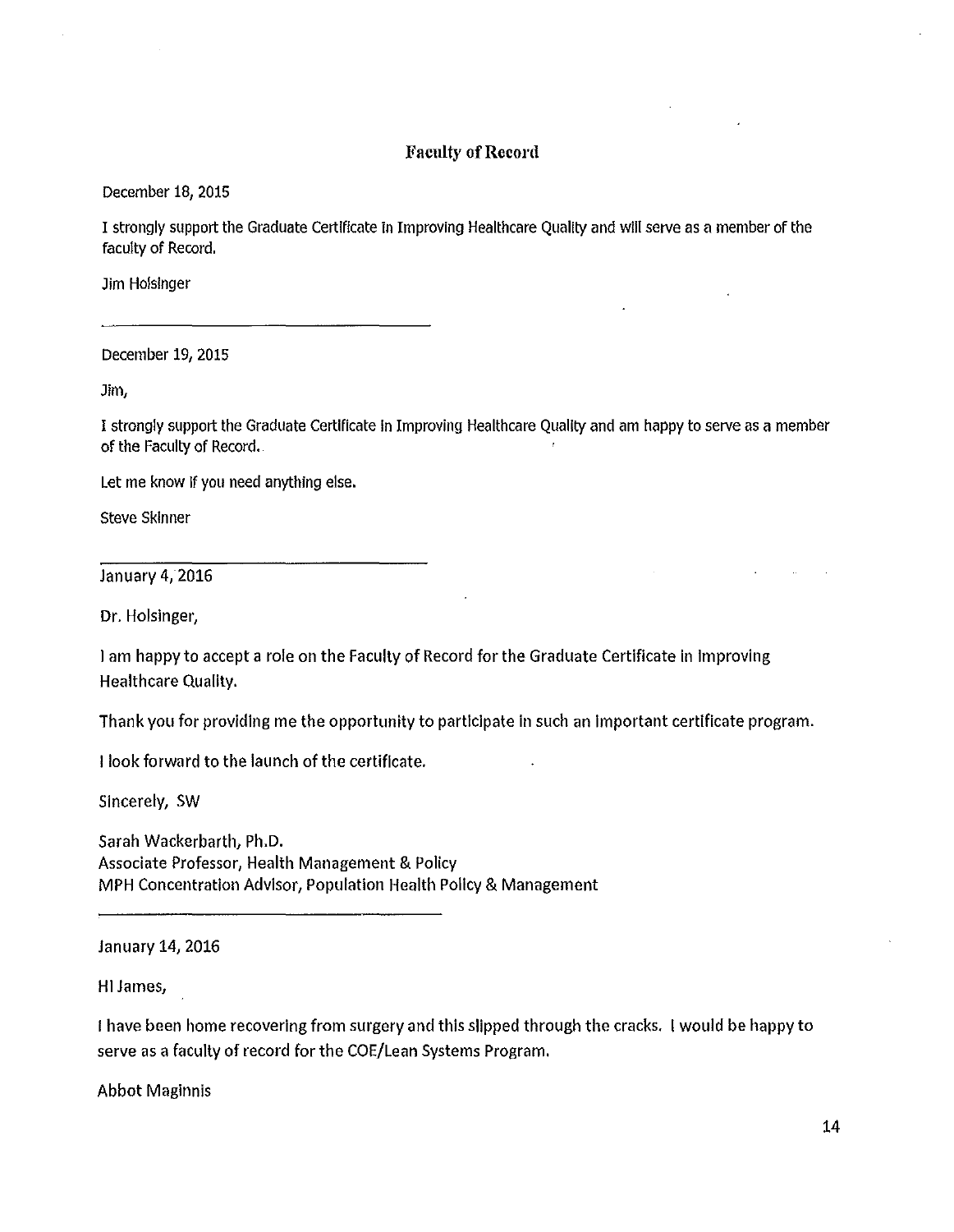## Faculty of Record

December 18, 2015

I strongly support the Graduate Certificate in Improving Healthcare Quality and will serve as a member of the faculty of Record.

Jim Holsinger

---

December 19, 2015

Jim,

I strongly support the Graduate Certificate in Improving Healthcare Quality and am happy to serve as a member of the Faculty of Record.

Let me know if you need anything else.

Steve Skinner

---

January 4, 2016

Dr. Holsinger,

I am happy to accept a role on the Faculty of Record for the Graduate Certificate in Improving Healthcare Quality.

Thank you for providing me the opportunity to participate in such an important certificate program.

I look forward to the launch of the certificate.

Sincerely, SW

Sarah Wackerbarth, Ph.D.
Associate Professor, Health Management & Policy
MPH Concentration Advisor, Population Health Policy & Management

---

January 14, 2016

Hi James,

I have been home recovering from surgery and this slipped through the cracks. I would be happy to serve as a faculty of record for the COE/Lean Systems Program.

Abbot Maginnis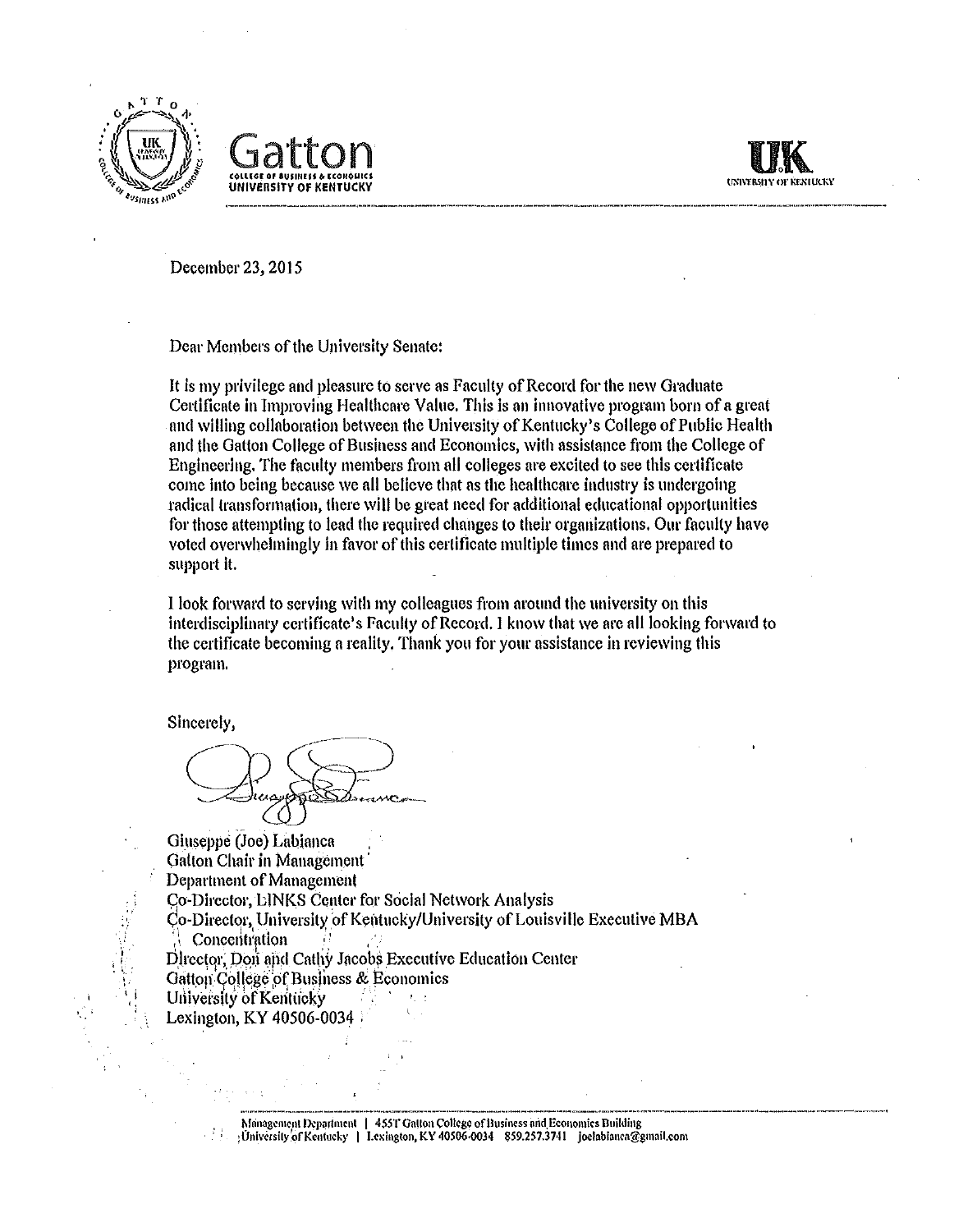Gatton
COLLEGE OF BUSINESS & ECONOMICS
UNIVERSITY OF KENTUCKY

UK
UNIVERSITY OF KENTUCKY

December 23, 2015

Dear Members of the University Senate:

It is my privilege and pleasure to serve as Faculty of Record for the new Graduate Certificate in Improving Healthcare Value. This is an innovative program born of a great and willing collaboration between the University of Kentucky's College of Public Health and the Gatton College of Business and Economics, with assistance from the College of Engineering. The faculty members from all colleges are excited to see this certificate come into being because we all believe that as the healthcare industry is undergoing radical transformation, there will be great need for additional educational opportunities for those attempting to lead the required changes to their organizations. Our faculty have voted overwhelmingly in favor of this certificate multiple times and are prepared to support it.

I look forward to serving with my colleagues from around the university on this interdisciplinary certificate's Faculty of Record. I know that we are all looking forward to the certificate becoming a reality. Thank you for your assistance in reviewing this program.

Sincerely,

Giuseppe (Joe) Labianca
Gatton Chair in Management
Department of Management
Co-Director, LINKS Center for Social Network Analysis
Co-Director, University of Kentucky/University of Louisville Executive MBA Concentration
Director, Don and Cathy Jacobs Executive Education Center
Gatton College of Business & Economics
University of Kentucky
Lexington, KY 40506-0034

Management Department | 455T Gatton College of Business and Economics Building
University of Kentucky | Lexington, KY 40506-0034 859.257.3741 joelabianca@gmail.com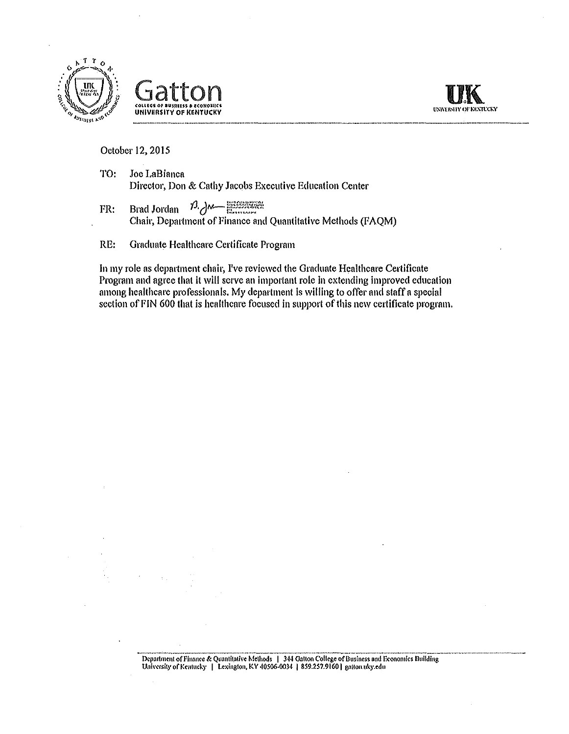Gatton
COLLEGE OF BUSINESS & ECONOMICS
UNIVERSITY OF KENTUCKY

UK
UNIVERSITY OF KENTUCKY

October 12, 2015

TO: Joe LaBianca
Director, Don & Cathy Jacobs Executive Education Center

FR: Brad Jordan
Chair, Department of Finance and Quantitative Methods (FAQM)

RE: Graduate Healthcare Certificate Program

In my role as department chair, I've reviewed the Graduate Healthcare Certificate Program and agree that it will serve an important role in extending improved education among healthcare professionals. My department is willing to offer and staff a special section of FIN 600 that is healthcare focused in support of this new certificate program.

Department of Finance & Quantitative Methods | 344 Gatton College of Business and Economics Building
University of Kentucky | Lexington, KY 40506-0034 | 859.257.9160 | gatton.uky.edu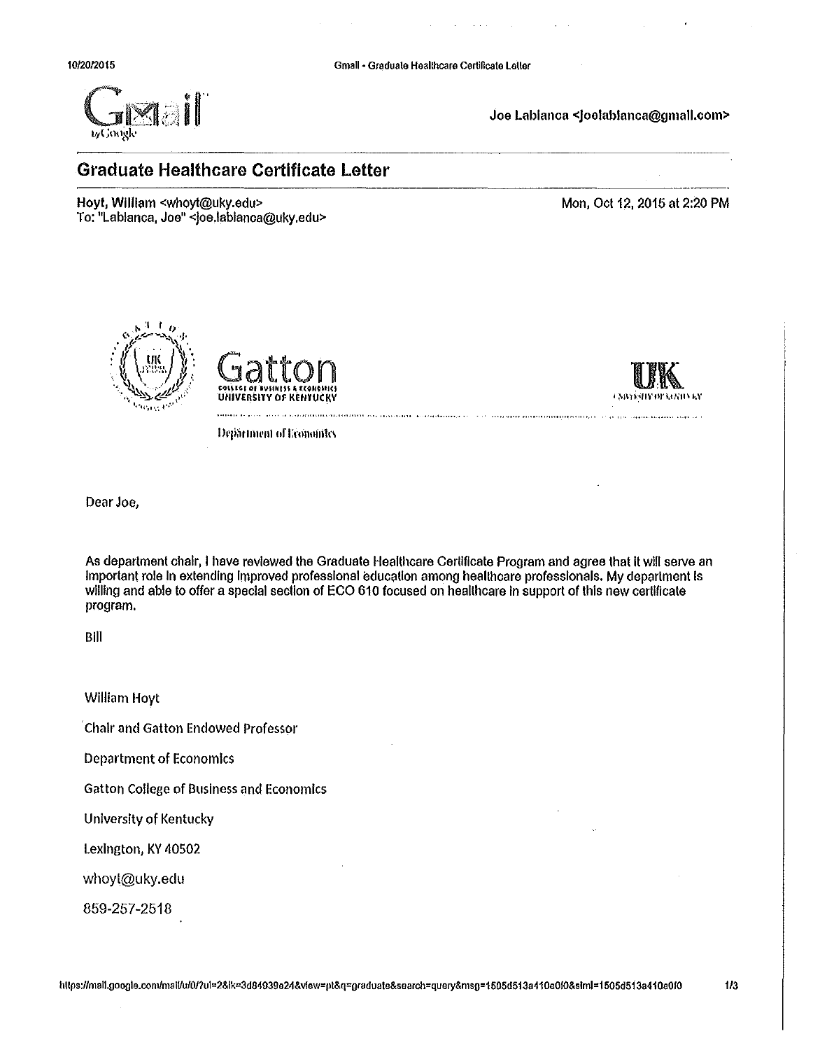Joe Lablanca <joelablanca@gmail.com>

## Graduate Healthcare Certificate Letter

Hoyt, William <whoyt@uky.edu>
To: "Lablanca, Joe" <joe.lablanca@uky.edu>

Mon, Oct 12, 2015 at 2:20 PM

Gatton College of Business & Economics
University of Kentucky

Department of Economics

Dear Joe,

As department chair, I have reviewed the Graduate Healthcare Certificate Program and agree that it will serve an important role in extending improved professional education among healthcare professionals. My department is willing and able to offer a special section of ECO 610 focused on healthcare in support of this new certificate program.

Bill

William Hoyt

Chair and Gatton Endowed Professor

Department of Economics

Gatton College of Business and Economics

University of Kentucky

Lexington, KY 40502

whoyt@uky.edu

859-257-2518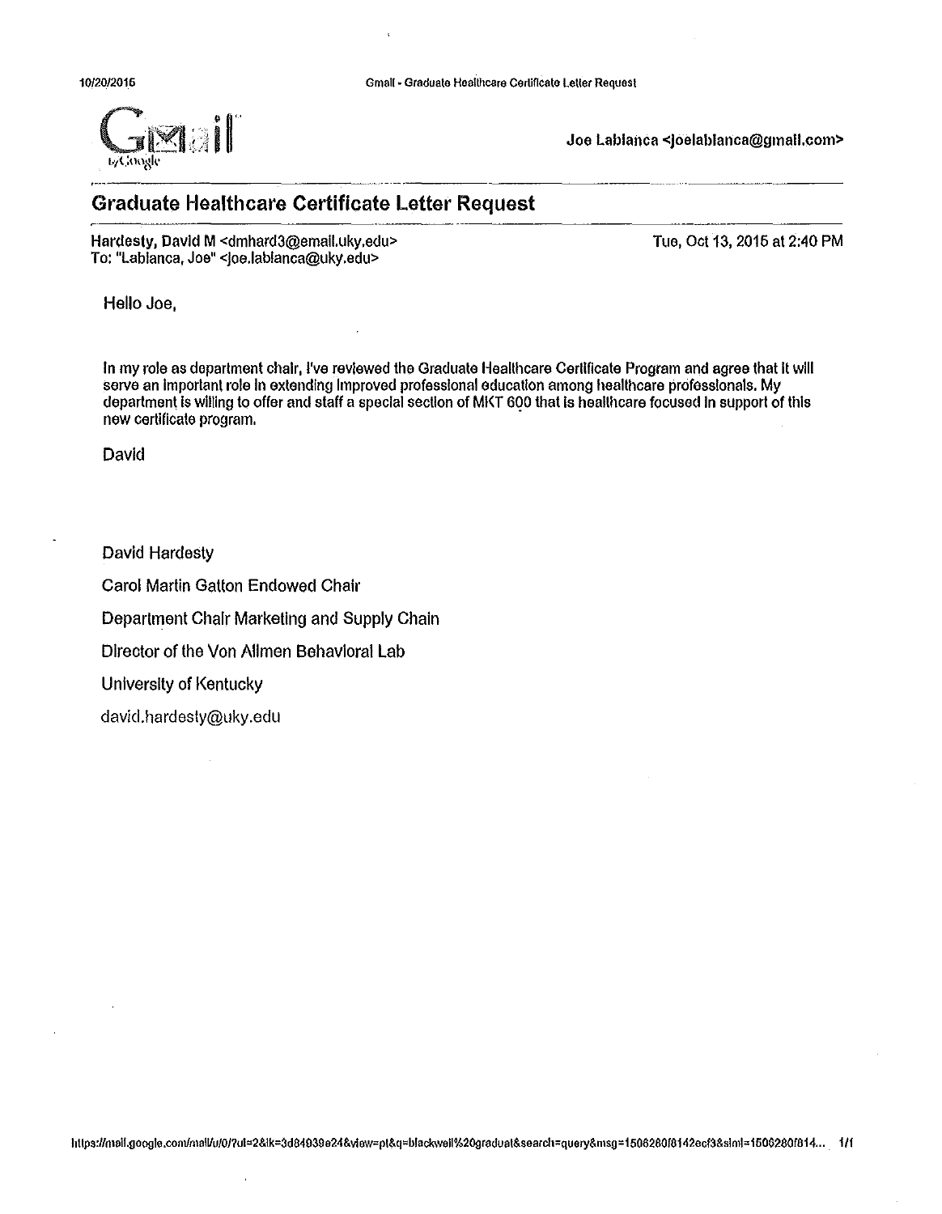Joe Lablanca <joelablanca@gmail.com>

## Graduate Healthcare Certificate Letter Request

Hardesty, David M <dmhard3@email.uky.edu>
To: "Lablanca, Joe" <joe.lablanca@uky.edu>

Tue, Oct 13, 2015 at 2:40 PM

Hello Joe,

In my role as department chair, I've reviewed the Graduate Healthcare Certificate Program and agree that it will serve an important role in extending improved professional education among healthcare professionals. My department is willing to offer and staff a special section of MKT 600 that is healthcare focused in support of this new certificate program.

David

David Hardesty

Carol Martin Gatton Endowed Chair

Department Chair Marketing and Supply Chain

Director of the Von Allmen Behavioral Lab

University of Kentucky

david.hardesty@uky.edu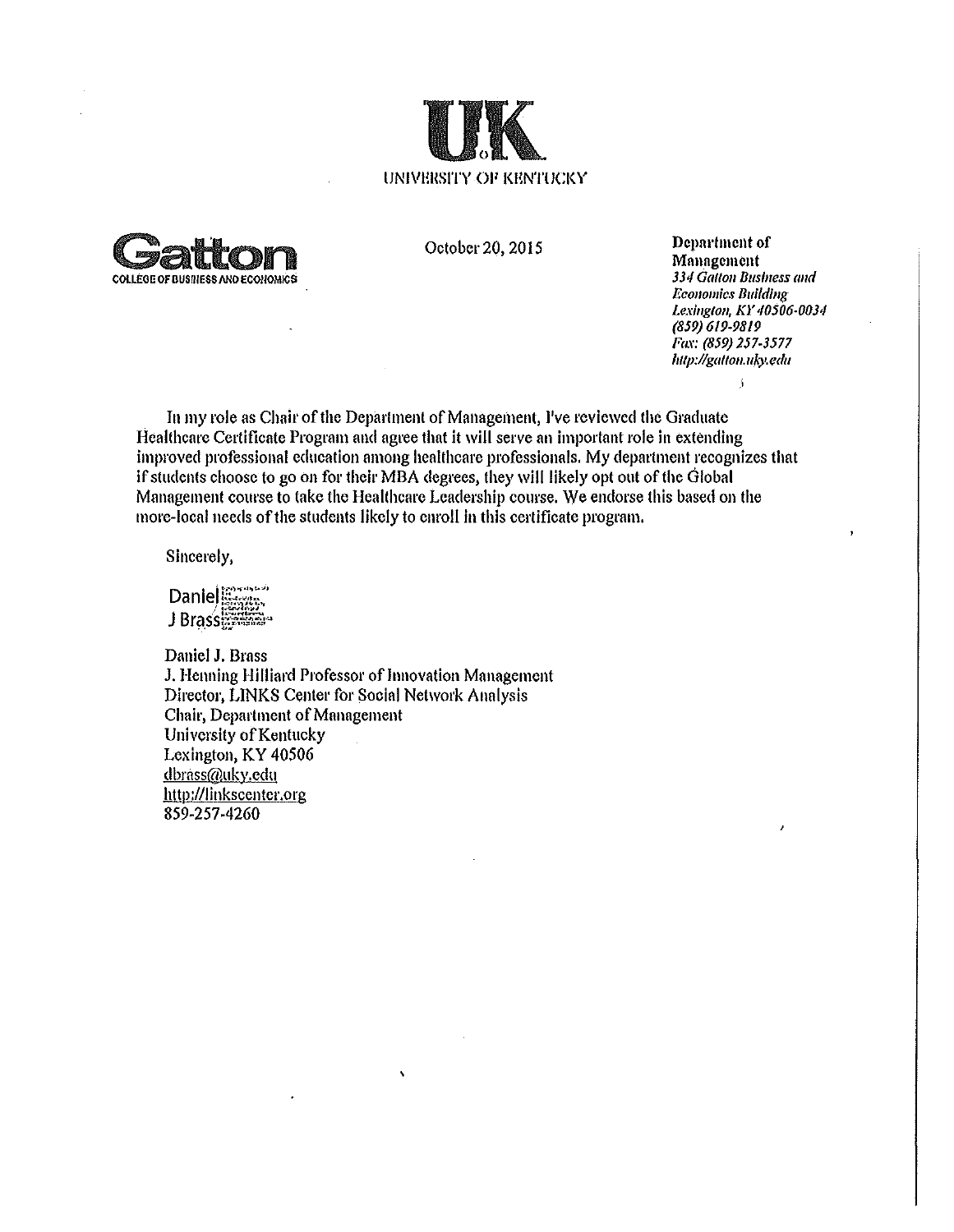UK

UNIVERSITY OF KENTUCKY

Gatton
COLLEGE OF BUSINESS AND ECONOMICS

October 20, 2015

**Department of Management**
*334 Gatton Business and Economics Building*
*Lexington, KY 40506-0034*
*(859) 619-9819*
*Fax: (859) 257-3577*
*http://gatton.uky.edu*

In my role as Chair of the Department of Management, I've reviewed the Graduate Healthcare Certificate Program and agree that it will serve an important role in extending improved professional education among healthcare professionals. My department recognizes that if students choose to go on for their MBA degrees, they will likely opt out of the Global Management course to take the Healthcare Leadership course. We endorse this based on the more-local needs of the students likely to enroll in this certificate program.

Sincerely,

Daniel J Brass

Daniel J. Brass
J. Henning Hilliard Professor of Innovation Management
Director, LINKS Center for Social Network Analysis
Chair, Department of Management
University of Kentucky
Lexington, KY 40506
dbrass@uky.edu
http://linkscenter.org
859-257-4260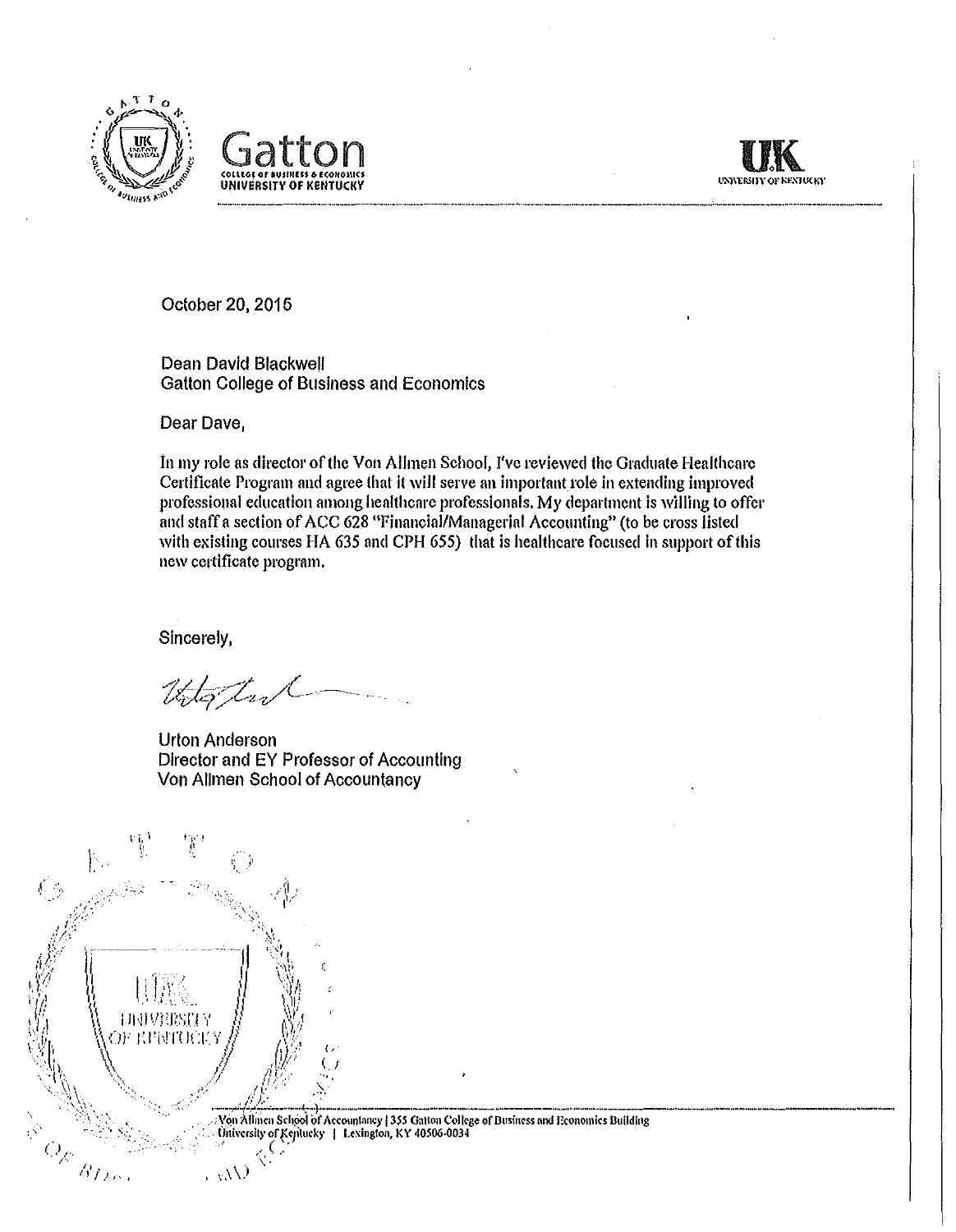Gatton
COLLEGE OF BUSINESS & ECONOMICS
UNIVERSITY OF KENTUCKY

UK
UNIVERSITY OF KENTUCKY

October 20, 2015

Dean David Blackwell
Gatton College of Business and Economics

Dear Dave,

In my role as director of the Von Allmen School, I've reviewed the Graduate Healthcare Certificate Program and agree that it will serve an important role in extending improved professional education among healthcare professionals. My department is willing to offer and staff a section of ACC 628 "Financial/Managerial Accounting" (to be cross listed with existing courses HA 635 and CPH 655) that is healthcare focused in support of this new certificate program.

Sincerely,

Urton Anderson
Director and EY Professor of Accounting
Von Allmen School of Accountancy

Von Allmen School of Accountancy | 355 Gatton College of Business and Economics Building
University of Kentucky | Lexington, KY 40506-0034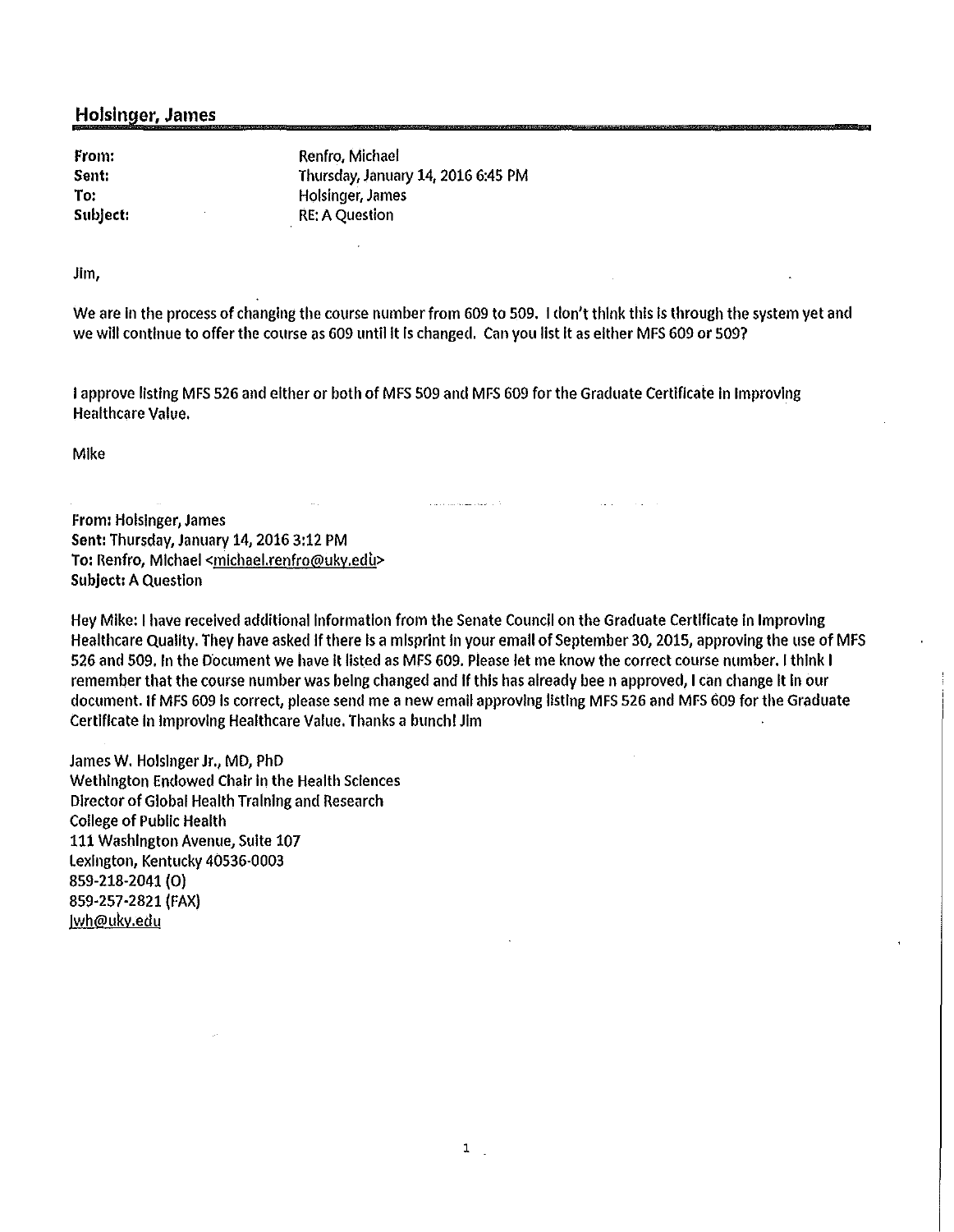## Holsinger, James

| | |
|---|---|
| **From:** | Renfro, Michael |
| **Sent:** | Thursday, January 14, 2016 6:45 PM |
| **To:** | Holsinger, James |
| **Subject:** | RE: A Question |

Jim,

We are in the process of changing the course number from 609 to 509. I don't think this is through the system yet and we will continue to offer the course as 609 until it is changed. Can you list it as either MFS 609 or 509?

I approve listing MFS 526 and either or both of MFS 509 and MFS 609 for the Graduate Certificate in Improving Healthcare Value.

Mike

**From:** Holsinger, James
**Sent:** Thursday, January 14, 2016 3:12 PM
**To:** Renfro, Michael <michael.renfro@uky.edu>
**Subject:** A Question

Hey Mike: I have received additional information from the Senate Council on the Graduate Certificate in Improving Healthcare Quality. They have asked if there is a misprint in your email of September 30, 2015, approving the use of MFS 526 and 509. In the Document we have it listed as MFS 609. Please let me know the correct course number. I think I remember that the course number was being changed and if this has already bee n approved, I can change it in our document. If MFS 609 is correct, please send me a new email approving listing MFS 526 and MFS 609 for the Graduate Certificate in Improving Healthcare Value. Thanks a bunch! Jim

James W. Holsinger Jr., MD, PhD
Wethington Endowed Chair in the Health Sciences
Director of Global Health Training and Research
College of Public Health
111 Washington Avenue, Suite 107
Lexington, Kentucky 40536-0003
859-218-2041 (O)
859-257-2821 (FAX)
jwh@uky.edu